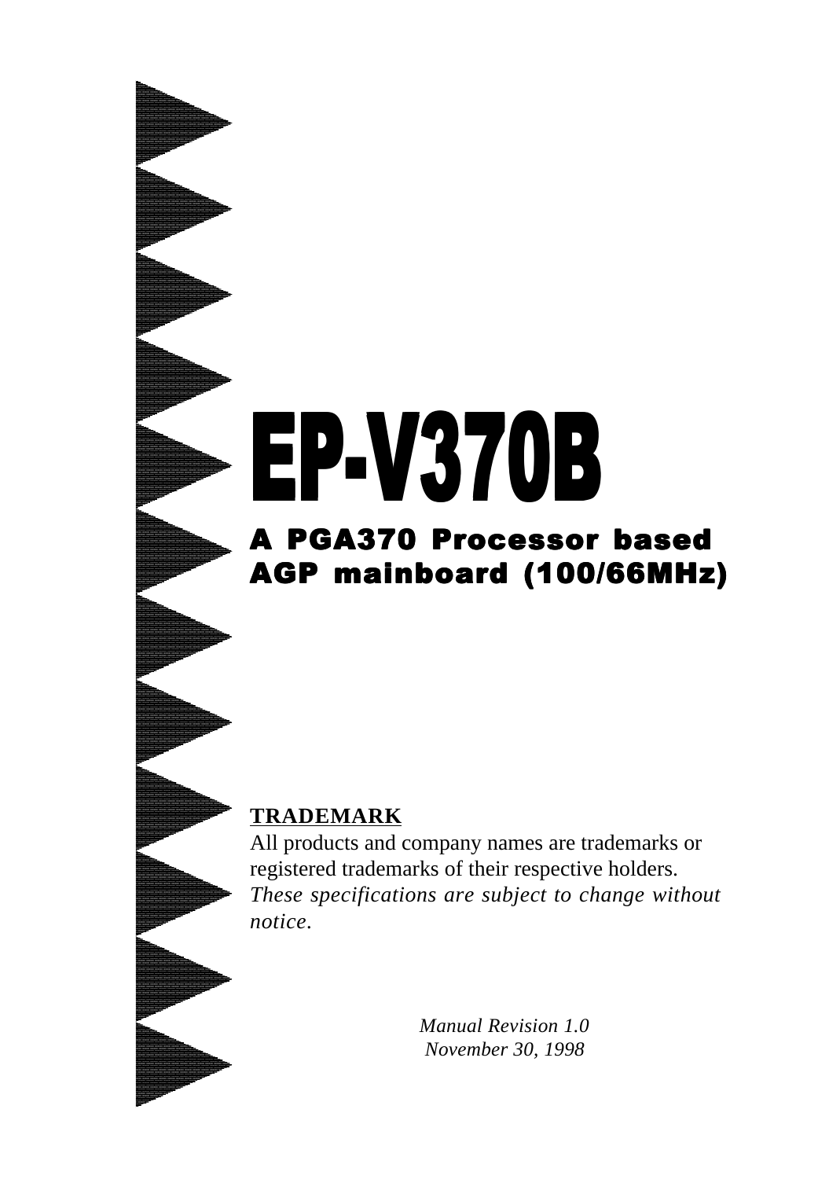# EP-V370B

## A PGA370 Processor based AGP mainboard (100/66MHz)

**TRADEMARK**

All products and company names are trademarks or registered trademarks of their respective holders.

*These specifications are subject to change without notice.*

*Manual Revision 1.0*
*November 30, 1998*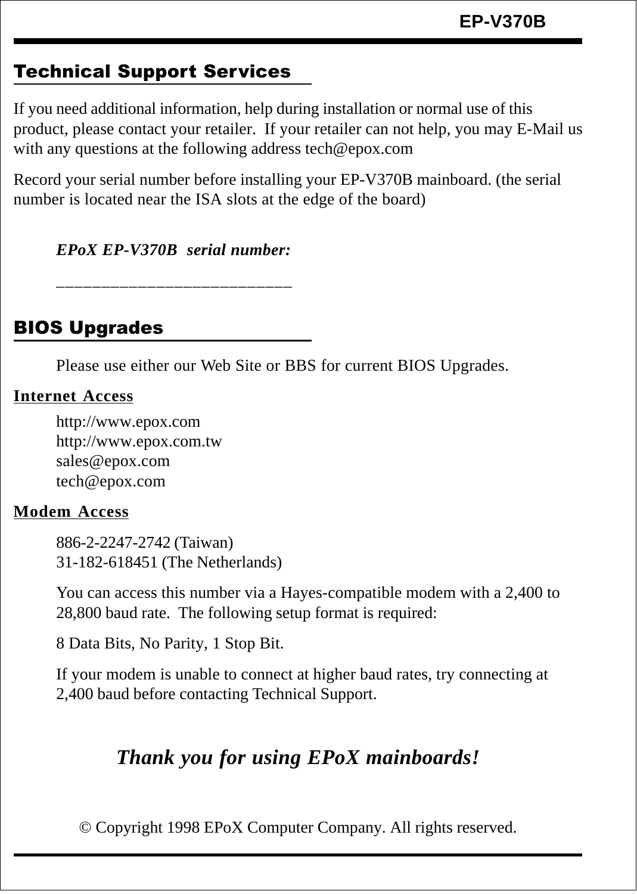## Technical Support Services

If you need additional information, help during installation or normal use of this product, please contact your retailer. If your retailer can not help, you may E-Mail us with any questions at the following address tech@epox.com

Record your serial number before installing your EP-V370B mainboard. (the serial number is located near the ISA slots at the edge of the board)

*EPoX EP-V370B serial number:*

__________________________

## BIOS Upgrades

Please use either our Web Site or BBS for current BIOS Upgrades.

**Internet Access**

http://www.epox.com
http://www.epox.com.tw
sales@epox.com
tech@epox.com

**Modem Access**

886-2-2247-2742 (Taiwan)
31-182-618451 (The Netherlands)

You can access this number via a Hayes-compatible modem with a 2,400 to 28,800 baud rate. The following setup format is required:

8 Data Bits, No Parity, 1 Stop Bit.

If your modem is unable to connect at higher baud rates, try connecting at 2,400 baud before contacting Technical Support.

***Thank you for using EPoX mainboards!***

© Copyright 1998 EPoX Computer Company. All rights reserved.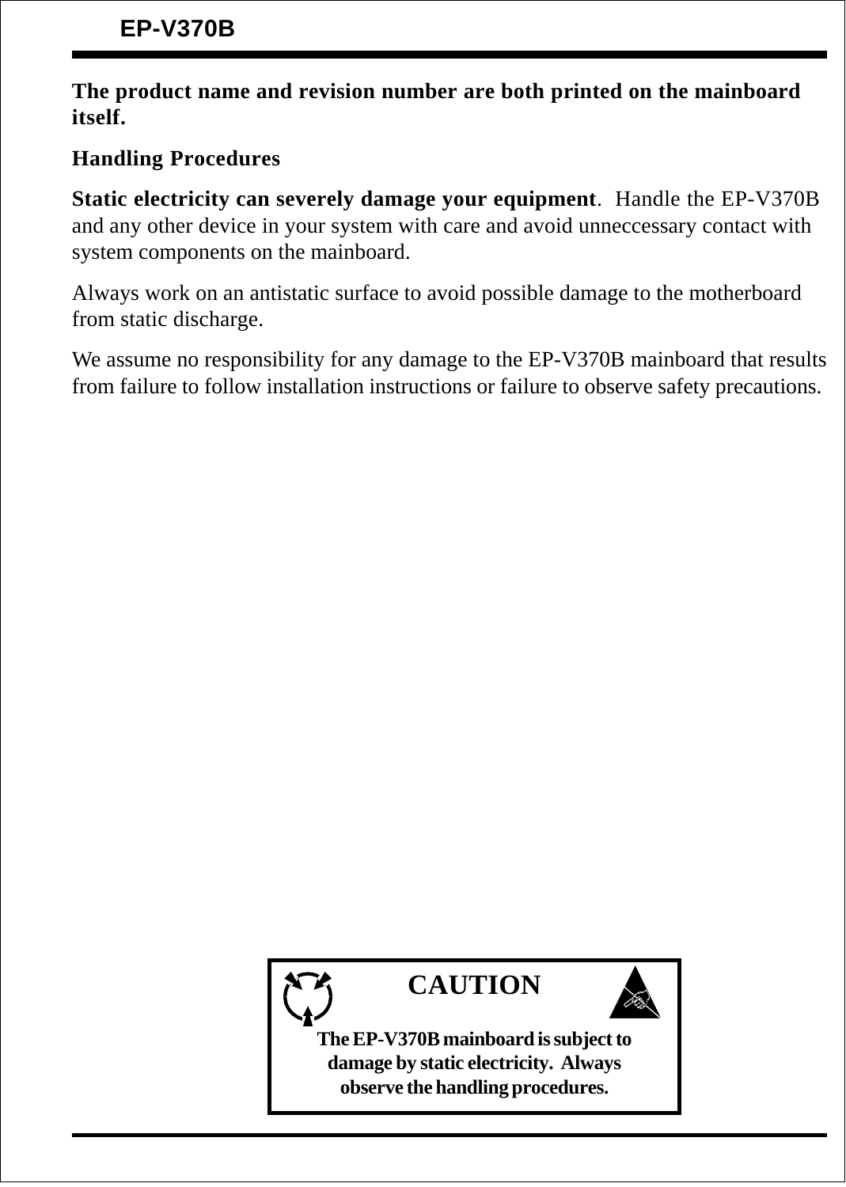**The product name and revision number are both printed on the mainboard itself.**

**Handling Procedures**

**Static electricity can severely damage your equipment**. Handle the EP-V370B and any other device in your system with care and avoid unneccessary contact with system components on the mainboard.

Always work on an antistatic surface to avoid possible damage to the motherboard from static discharge.

We assume no responsibility for any damage to the EP-V370B mainboard that results from failure to follow installation instructions or failure to observe safety precautions.

**CAUTION**

**The EP-V370B mainboard is subject to damage by static electricity. Always observe the handling procedures.**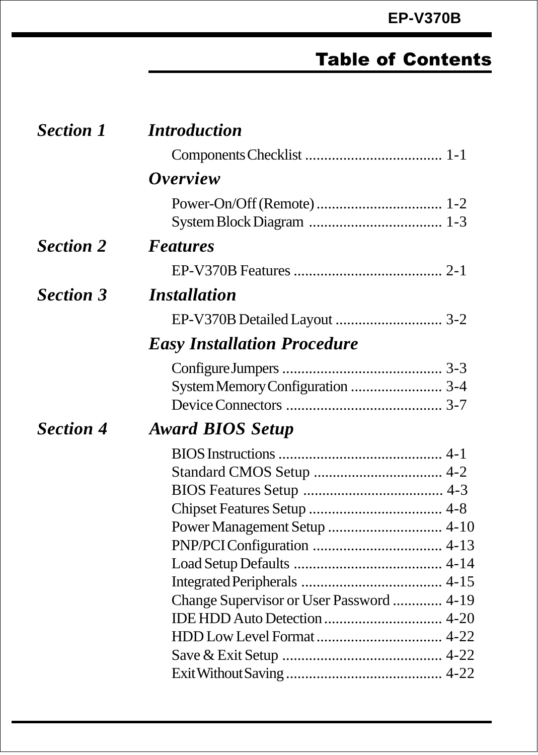# Table of Contents

***Section 1 Introduction***

Components Checklist .................................... 1-1

***Overview***

Power-On/Off (Remote) ................................. 1-2
System Block Diagram ................................... 1-3

***Section 2 Features***

EP-V370B Features ....................................... 2-1

***Section 3 Installation***

EP-V370B Detailed Layout ............................ 3-2

***Easy Installation Procedure***

Configure Jumpers .......................................... 3-3
System Memory Configuration ........................ 3-4
Device Connectors ......................................... 3-7

***Section 4 Award BIOS Setup***

BIOS Instructions ........................................... 4-1
Standard CMOS Setup .................................. 4-2
BIOS Features Setup ..................................... 4-3
Chipset Features Setup ................................... 4-8
Power Management Setup .............................. 4-10
PNP/PCI Configuration .................................. 4-13
Load Setup Defaults ....................................... 4-14
Integrated Peripherals ..................................... 4-15
Change Supervisor or User Password ............. 4-19
IDE HDD Auto Detection ............................... 4-20
HDD Low Level Format ................................. 4-22
Save & Exit Setup .......................................... 4-22
Exit Without Saving ......................................... 4-22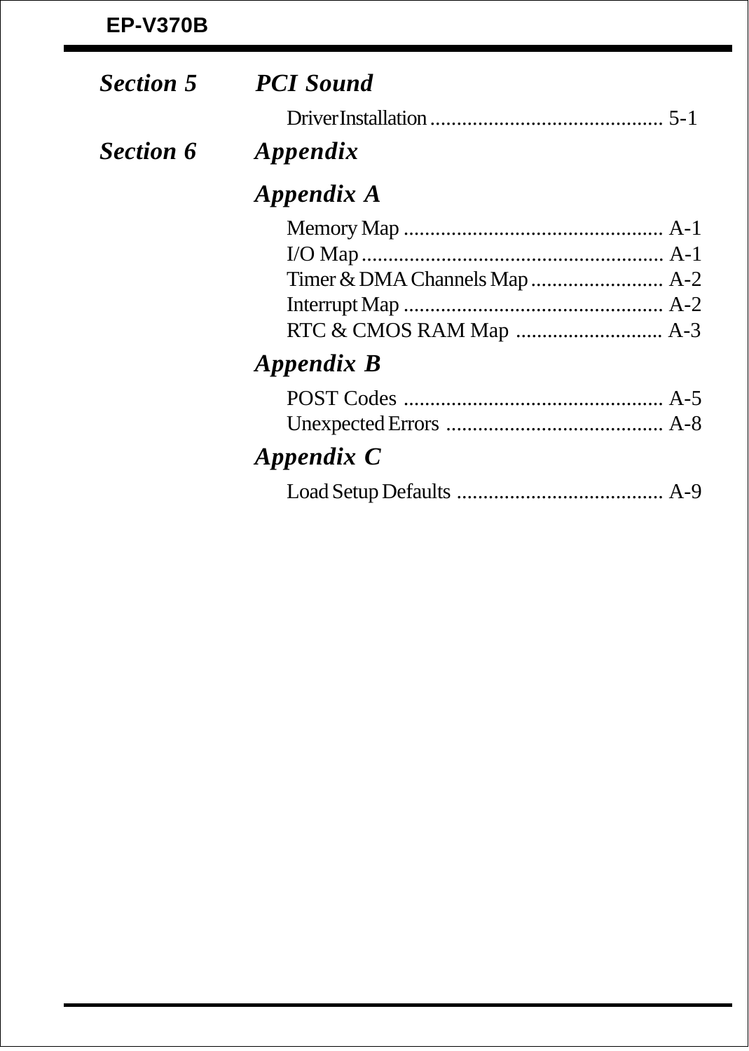## *Section 5 PCI Sound*

Driver Installation ............................................ 5-1

## *Section 6 Appendix*

### *Appendix A*

Memory Map ................................................. A-1
I/O Map ......................................................... A-1
Timer & DMA Channels Map ......................... A-2
Interrupt Map ................................................. A-2
RTC & CMOS RAM Map ............................ A-3

### *Appendix B*

POST Codes ................................................. A-5
Unexpected Errors ......................................... A-8

### *Appendix C*

Load Setup Defaults ....................................... A-9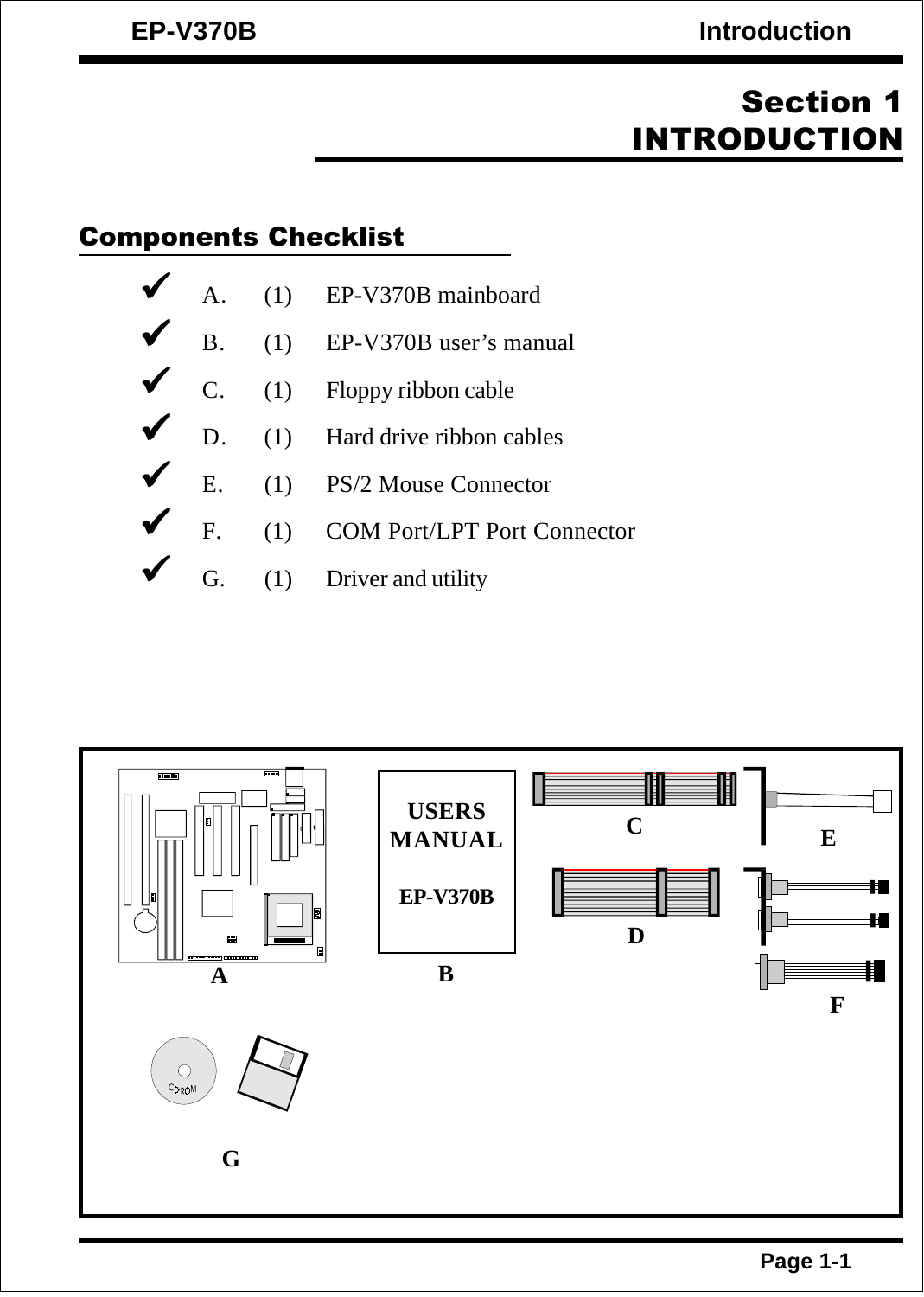# Section 1
# INTRODUCTION

## Components Checklist

- ✔ A. (1) EP-V370B mainboard
- ✔ B. (1) EP-V370B user's manual
- ✔ C. (1) Floppy ribbon cable
- ✔ D. (1) Hard drive ribbon cables
- ✔ E. (1) PS/2 Mouse Connector
- ✔ F. (1) COM Port/LPT Port Connector
- ✔ G. (1) Driver and utility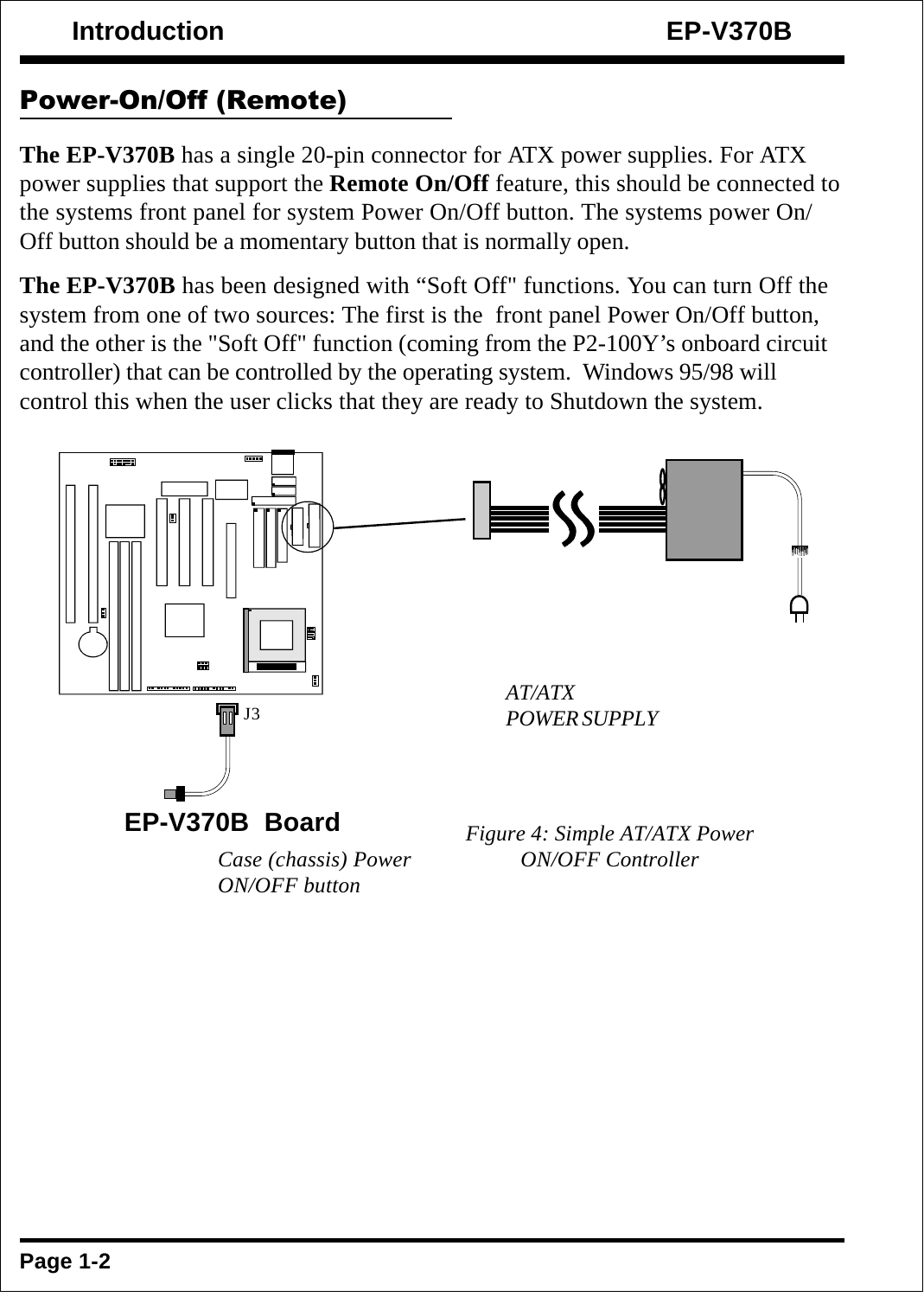## Power-On/Off (Remote)

**The EP-V370B** has a single 20-pin connector for ATX power supplies. For ATX power supplies that support the **Remote On/Off** feature, this should be connected to the systems front panel for system Power On/Off button. The systems power On/Off button should be a momentary button that is normally open.

**The EP-V370B** has been designed with “Soft Off" functions. You can turn Off the system from one of two sources: The first is the front panel Power On/Off button, and the other is the "Soft Off" function (coming from the P2-100Y’s onboard circuit controller) that can be controlled by the operating system. Windows 95/98 will control this when the user clicks that they are ready to Shutdown the system.

J3

*AT/ATX POWER SUPPLY*

**EP-V370B Board**

*Case (chassis) Power ON/OFF button*

*Figure 4: Simple AT/ATX Power ON/OFF Controller*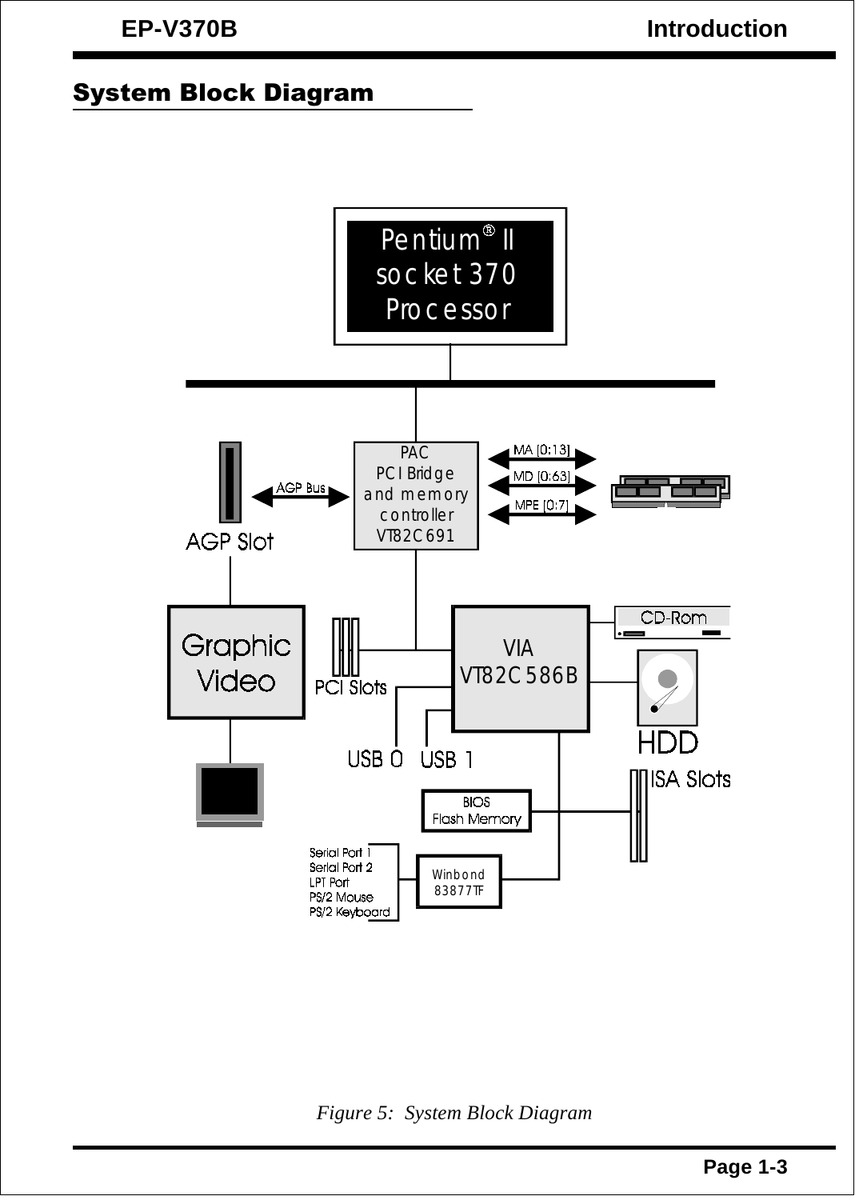## System Block Diagram

Pentium® II socket 370 Processor

PAC PCI Bridge and memory controller VT82C691

MA [0:13]

MD [0:63]

MPE [0:7]

AGP Bus

AGP Slot

Graphic Video

PCI Slots

VIA VT82C586B

CD-Rom

HDD

USB 0 USB 1

ISA Slots

BIOS Flash Memory

Serial Port 1
Serial Port 2
LPT Port
PS/2 Mouse
PS/2 Keyboard

Winbond 83877TF

*Figure 5: System Block Diagram*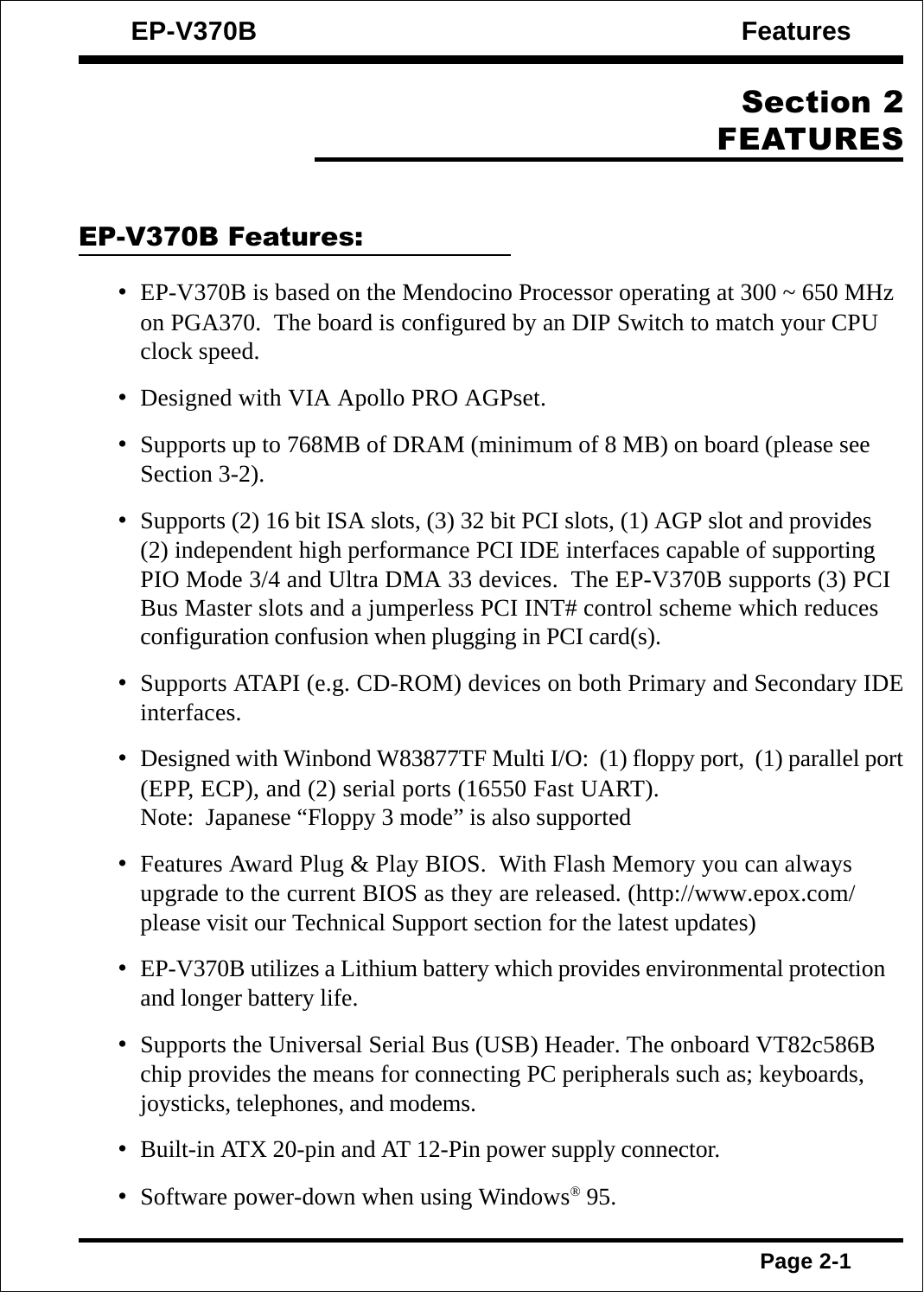# Section 2
# FEATURES

## EP-V370B Features:

- EP-V370B is based on the Mendocino Processor operating at 300 ~ 650 MHz on PGA370. The board is configured by an DIP Switch to match your CPU clock speed.
- Designed with VIA Apollo PRO AGPset.
- Supports up to 768MB of DRAM (minimum of 8 MB) on board (please see Section 3-2).
- Supports (2) 16 bit ISA slots, (3) 32 bit PCI slots, (1) AGP slot and provides (2) independent high performance PCI IDE interfaces capable of supporting PIO Mode 3/4 and Ultra DMA 33 devices. The EP-V370B supports (3) PCI Bus Master slots and a jumperless PCI INT# control scheme which reduces configuration confusion when plugging in PCI card(s).
- Supports ATAPI (e.g. CD-ROM) devices on both Primary and Secondary IDE interfaces.
- Designed with Winbond W83877TF Multi I/O: (1) floppy port, (1) parallel port (EPP, ECP), and (2) serial ports (16550 Fast UART).
  Note: Japanese “Floppy 3 mode” is also supported
- Features Award Plug & Play BIOS. With Flash Memory you can always upgrade to the current BIOS as they are released. (http://www.epox.com/ please visit our Technical Support section for the latest updates)
- EP-V370B utilizes a Lithium battery which provides environmental protection and longer battery life.
- Supports the Universal Serial Bus (USB) Header. The onboard VT82c586B chip provides the means for connecting PC peripherals such as; keyboards, joysticks, telephones, and modems.
- Built-in ATX 20-pin and AT 12-Pin power supply connector.
- Software power-down when using Windows® 95.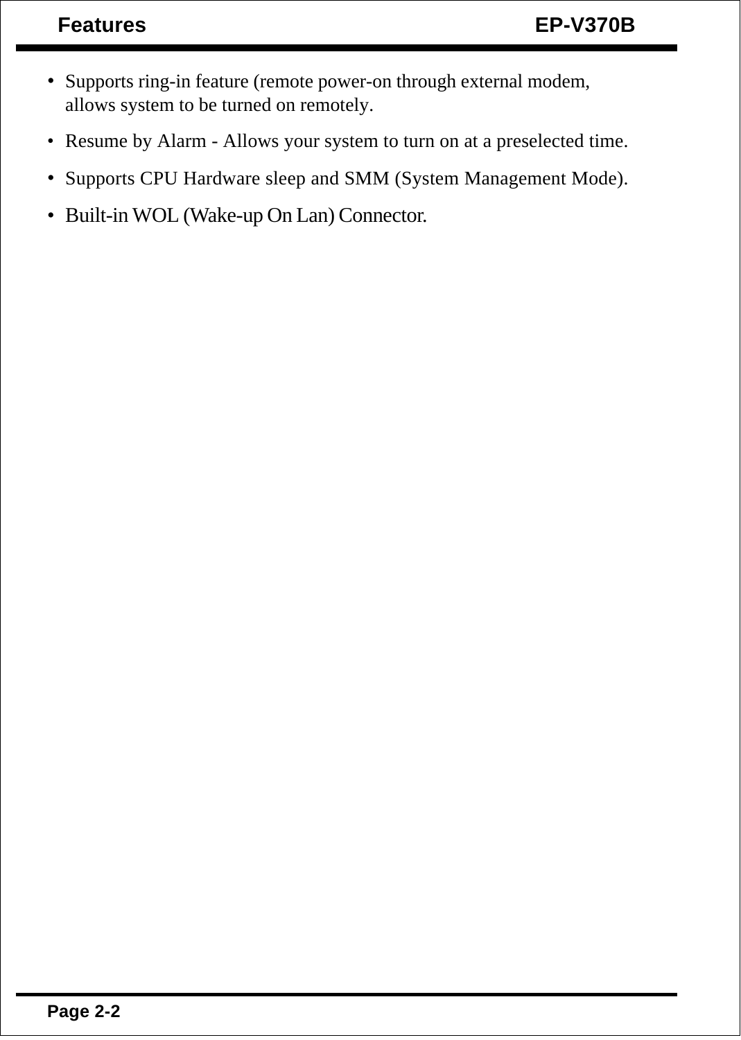- Supports ring-in feature (remote power-on through external modem, allows system to be turned on remotely.
- Resume by Alarm - Allows your system to turn on at a preselected time.
- Supports CPU Hardware sleep and SMM (System Management Mode).
- Built-in WOL (Wake-up On Lan) Connector.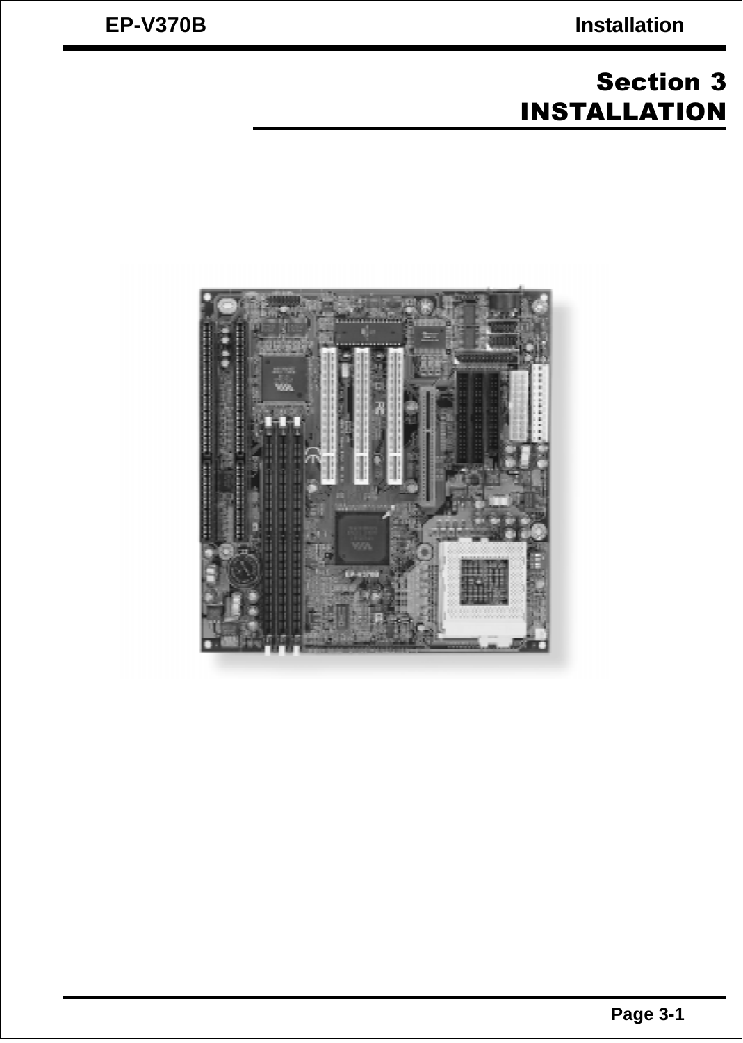# Section 3
# INSTALLATION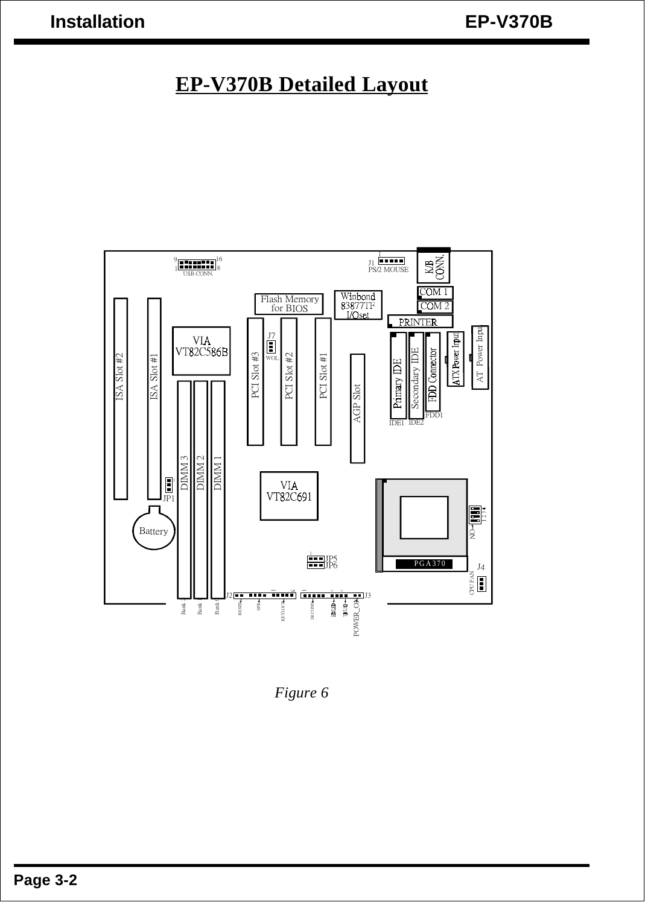# EP-V370B Detailed Layout

9 16
1 8
USB CONN.

J1
PS/2 MOUSE

K/B CONN.

COM 1

COM 2

PRINTER

Flash Memory for BIOS

Winbond 83877TF I/Oset

VIA VT82C586B

J7
WOL

ISA Slot #2

ISA Slot #1

PCI Slot #3

PCI Slot #2

PCI Slot #1

AGP Slot

Primary IDE

Secondary IDE

FDD Connector

ATX Power Input

AT Power Input

IDE1 IDE2 FDD1

DIMM 3

DIMM 2

DIMM 1

JP1

Battery

VIA VT82C691

PGA370

JP5
JP6

J4
CPU FAN

J2 J3

Bank 2 Bank 1 Bank 0

RESET SPK KEYLOCK IR CONN. HDD LED TB LED POWER_ON

*Figure 6*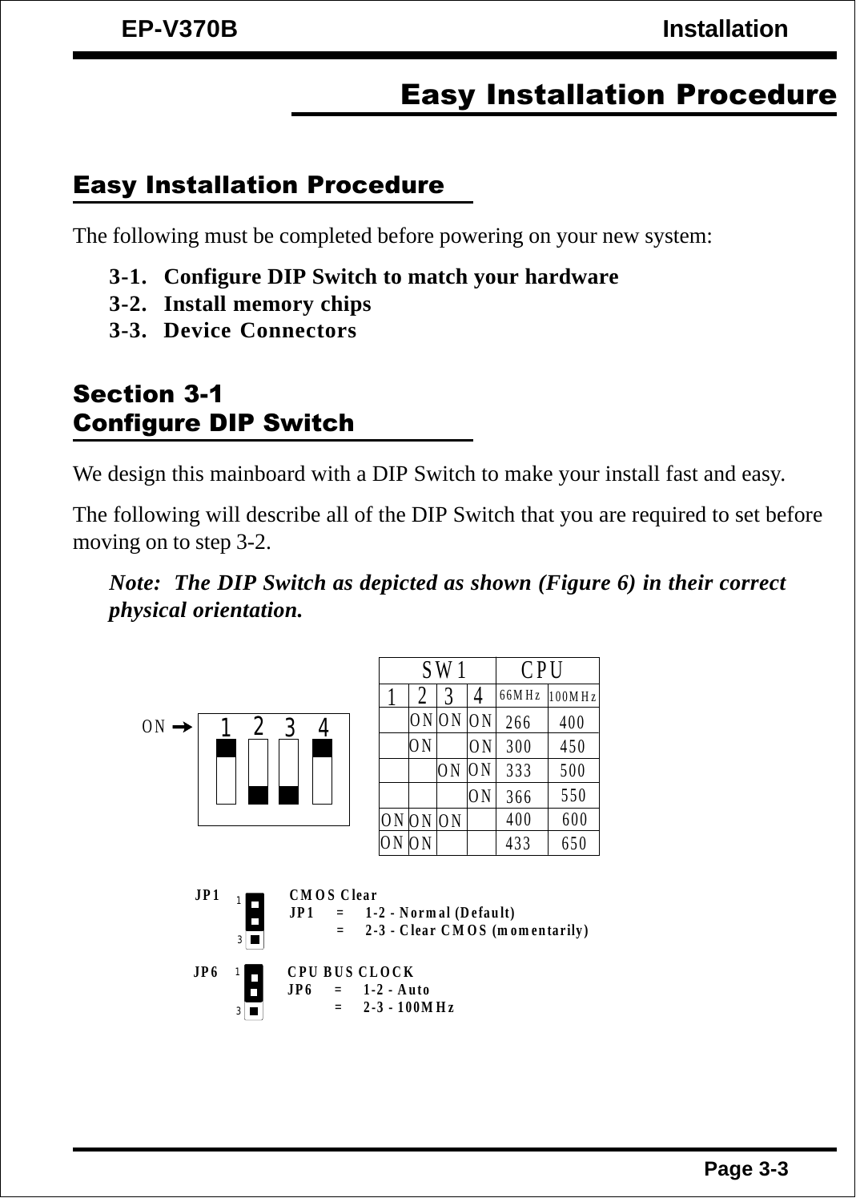# Easy Installation Procedure

## Easy Installation Procedure

The following must be completed before powering on your new system:

**3-1. Configure DIP Switch to match your hardware**
**3-2. Install memory chips**
**3-3. Device Connectors**

## Section 3-1
## Configure DIP Switch

We design this mainboard with a DIP Switch to make your install fast and easy.

The following will describe all of the DIP Switch that you are required to set before moving on to step 3-2.

***Note: The DIP Switch as depicted as shown (Figure 6) in their correct physical orientation.***

ON → 1 2 3 4

| SW1 | | | | CPU | |
|---|---|---|---|---|---|
| 1 | 2 | 3 | 4 | 66MHz | 100MHz |
| | ON | ON | ON | 266 | 400 |
| | ON | | ON | 300 | 450 |
| | | ON | ON | 333 | 500 |
| | | | ON | 366 | 550 |
| ON | ON | ON | | 400 | 600 |
| ON | ON | | | 433 | 650 |

**JP1** **CMOS Clear**
**JP1 = 1-2 - Normal (Default)**
**= 2-3 - Clear CMOS (momentarily)**

**JP6** **CPU BUS CLOCK**
**JP6 = 1-2 - Auto**
**= 2-3 - 100MHz**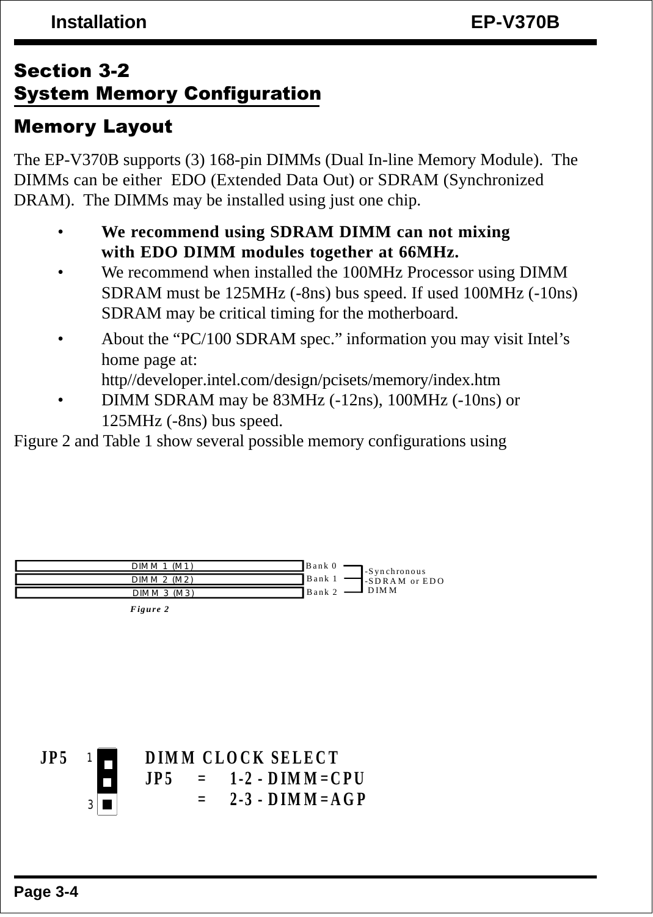## Section 3-2
## System Memory Configuration

### Memory Layout

The EP-V370B supports (3) 168-pin DIMMs (Dual In-line Memory Module). The DIMMs can be either EDO (Extended Data Out) or SDRAM (Synchronized DRAM). The DIMMs may be installed using just one chip.

- **We recommend using SDRAM DIMM can not mixing with EDO DIMM modules together at 66MHz.**
- We recommend when installed the 100MHz Processor using DIMM SDRAM must be 125MHz (-8ns) bus speed. If used 100MHz (-10ns) SDRAM may be critical timing for the motherboard.
- About the "PC/100 SDRAM spec." information you may visit Intel's home page at: http//developer.intel.com/design/pcisets/memory/index.htm
- DIMM SDRAM may be 83MHz (-12ns), 100MHz (-10ns) or 125MHz (-8ns) bus speed.

Figure 2 and Table 1 show several possible memory configurations using

| DIMM | Bank | Type |
|---|---|---|
| DIMM 1 (M1) | Bank 0 | -Synchronous -SDRAM or EDO DIMM |
| DIMM 2 (M2) | Bank 1 | |
| DIMM 3 (M3) | Bank 2 | |

*Figure 2*

**JP5** (pins 1–3)

**DIMM CLOCK SELECT**

**JP5 = 1-2 - DIMM=CPU**

**= 2-3 - DIMM=AGP**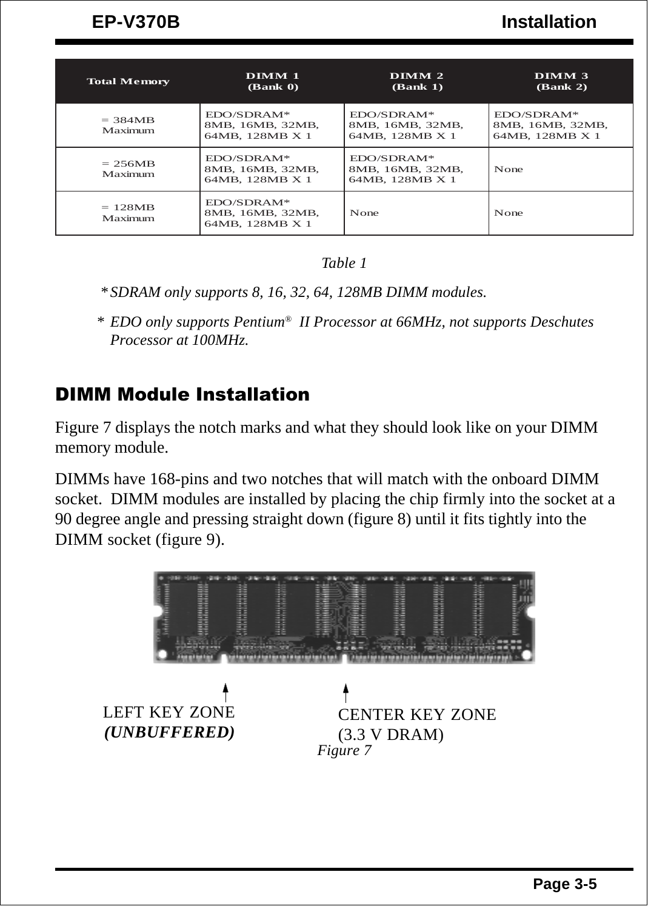| Total Memory | DIMM 1 (Bank 0) | DIMM 2 (Bank 1) | DIMM 3 (Bank 2) |
|---|---|---|---|
| = 384MB Maximum | EDO/SDRAM* 8MB, 16MB, 32MB, 64MB, 128MB X 1 | EDO/SDRAM* 8MB, 16MB, 32MB, 64MB, 128MB X 1 | EDO/SDRAM* 8MB, 16MB, 32MB, 64MB, 128MB X 1 |
| = 256MB Maximum | EDO/SDRAM* 8MB, 16MB, 32MB, 64MB, 128MB X 1 | EDO/SDRAM* 8MB, 16MB, 32MB, 64MB, 128MB X 1 | None |
| = 128MB Maximum | EDO/SDRAM* 8MB, 16MB, 32MB, 64MB, 128MB X 1 | None | None |

*Table 1*

\* *SDRAM only supports 8, 16, 32, 64, 128MB DIMM modules.*

\* *EDO only supports Pentium® II Processor at 66MHz, not supports Deschutes Processor at 100MHz.*

## DIMM Module Installation

Figure 7 displays the notch marks and what they should look like on your DIMM memory module.

DIMMs have 168-pins and two notches that will match with the onboard DIMM socket. DIMM modules are installed by placing the chip firmly into the socket at a 90 degree angle and pressing straight down (figure 8) until it fits tightly into the DIMM socket (figure 9).

LEFT KEY ZONE ***(UNBUFFERED)***

CENTER KEY ZONE (3.3 V DRAM)

*Figure 7*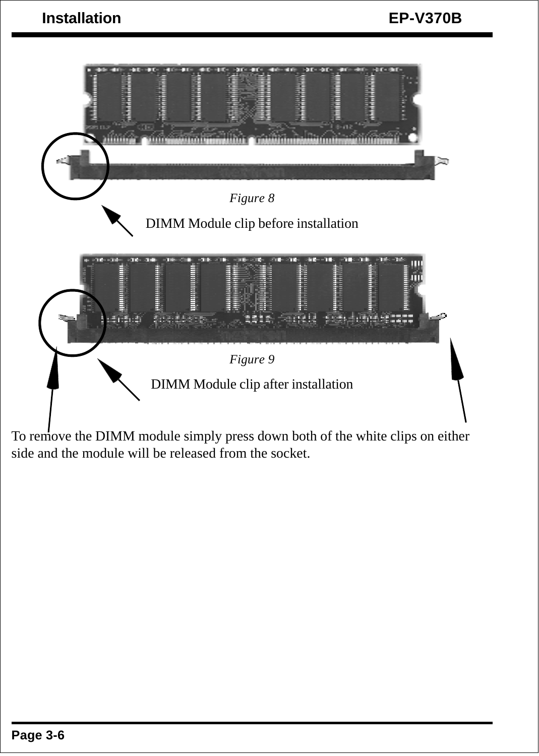*Figure 8*

DIMM Module clip before installation

*Figure 9*

DIMM Module clip after installation

To remove the DIMM module simply press down both of the white clips on either side and the module will be released from the socket.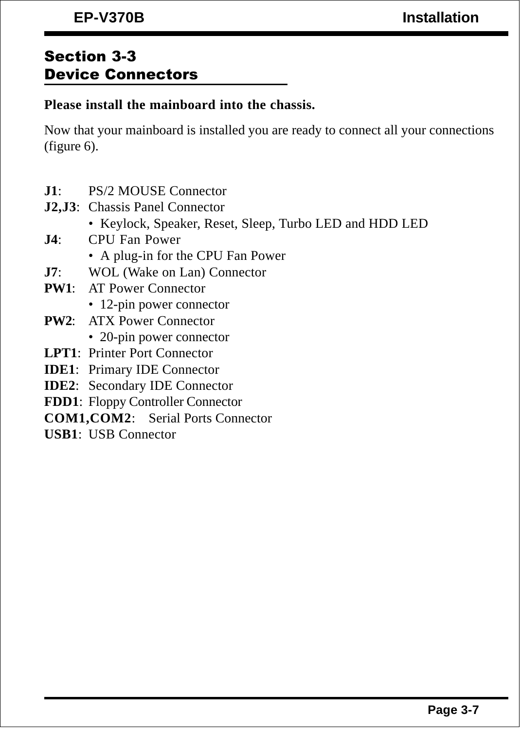## Section 3-3
## Device Connectors

**Please install the mainboard into the chassis.**

Now that your mainboard is installed you are ready to connect all your connections (figure 6).

**J1**: PS/2 MOUSE Connector

**J2,J3**: Chassis Panel Connector
- Keylock, Speaker, Reset, Sleep, Turbo LED and HDD LED

**J4**: CPU Fan Power
- A plug-in for the CPU Fan Power

**J7**: WOL (Wake on Lan) Connector

**PW1**: AT Power Connector
- 12-pin power connector

**PW2**: ATX Power Connector
- 20-pin power connector

**LPT1**: Printer Port Connector

**IDE1**: Primary IDE Connector

**IDE2**: Secondary IDE Connector

**FDD1**: Floppy Controller Connector

**COM1,COM2**: Serial Ports Connector

**USB1**: USB Connector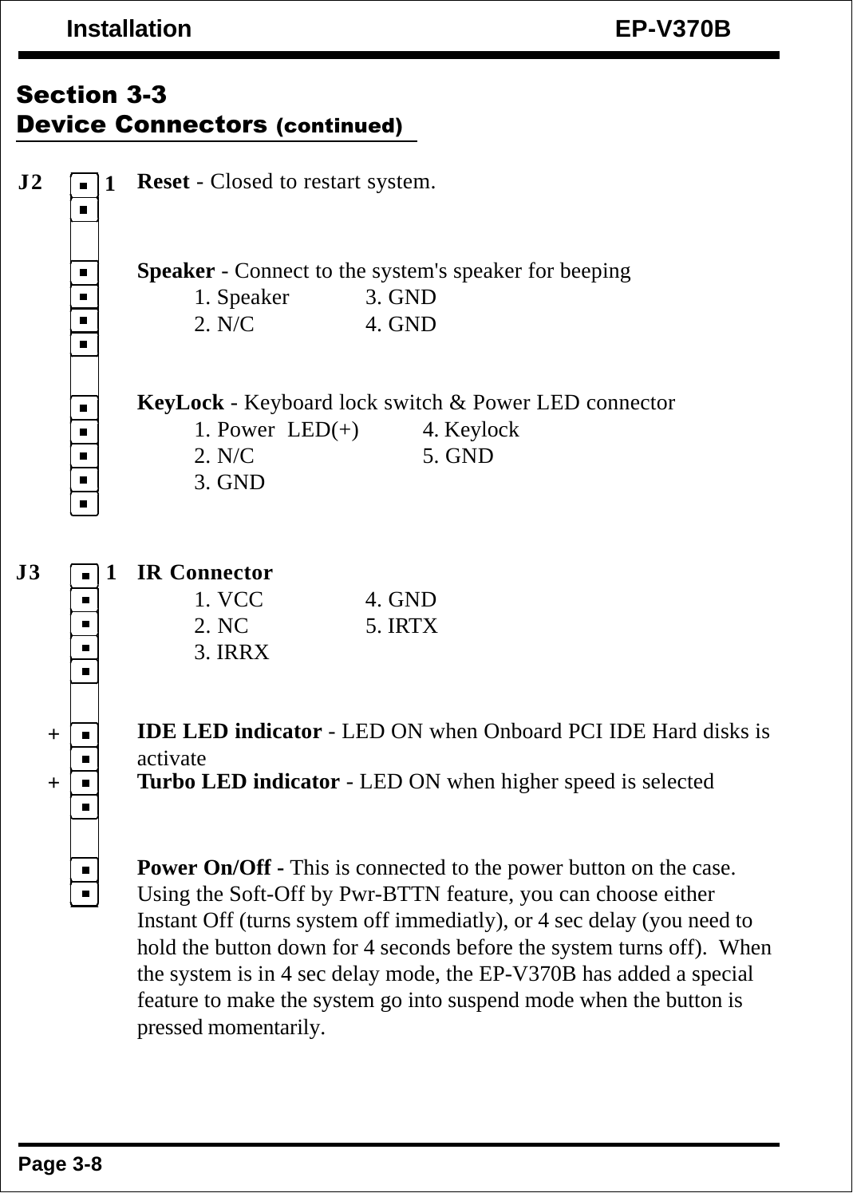## Section 3-3
## Device Connectors (continued)

**J2** 1

**Reset** - Closed to restart system.

**Speaker** - Connect to the system's speaker for beeping

| | |
|---|---|
| 1. Speaker | 3. GND |
| 2. N/C | 4. GND |

**KeyLock** - Keyboard lock switch & Power LED connector

| | |
|---|---|
| 1. Power LED(+) | 4. Keylock |
| 2. N/C | 5. GND |
| 3. GND | |

**J3** 1

**IR Connector**

| | |
|---|---|
| 1. VCC | 4. GND |
| 2. NC | 5. IRTX |
| 3. IRRX | |

\+ **IDE LED indicator** - LED ON when Onboard PCI IDE Hard disks is activate

\+ **Turbo LED indicator** - LED ON when higher speed is selected

**Power On/Off -** This is connected to the power button on the case. Using the Soft-Off by Pwr-BTTN feature, you can choose either Instant Off (turns system off immediatly), or 4 sec delay (you need to hold the button down for 4 seconds before the system turns off). When the system is in 4 sec delay mode, the EP-V370B has added a special feature to make the system go into suspend mode when the button is pressed momentarily.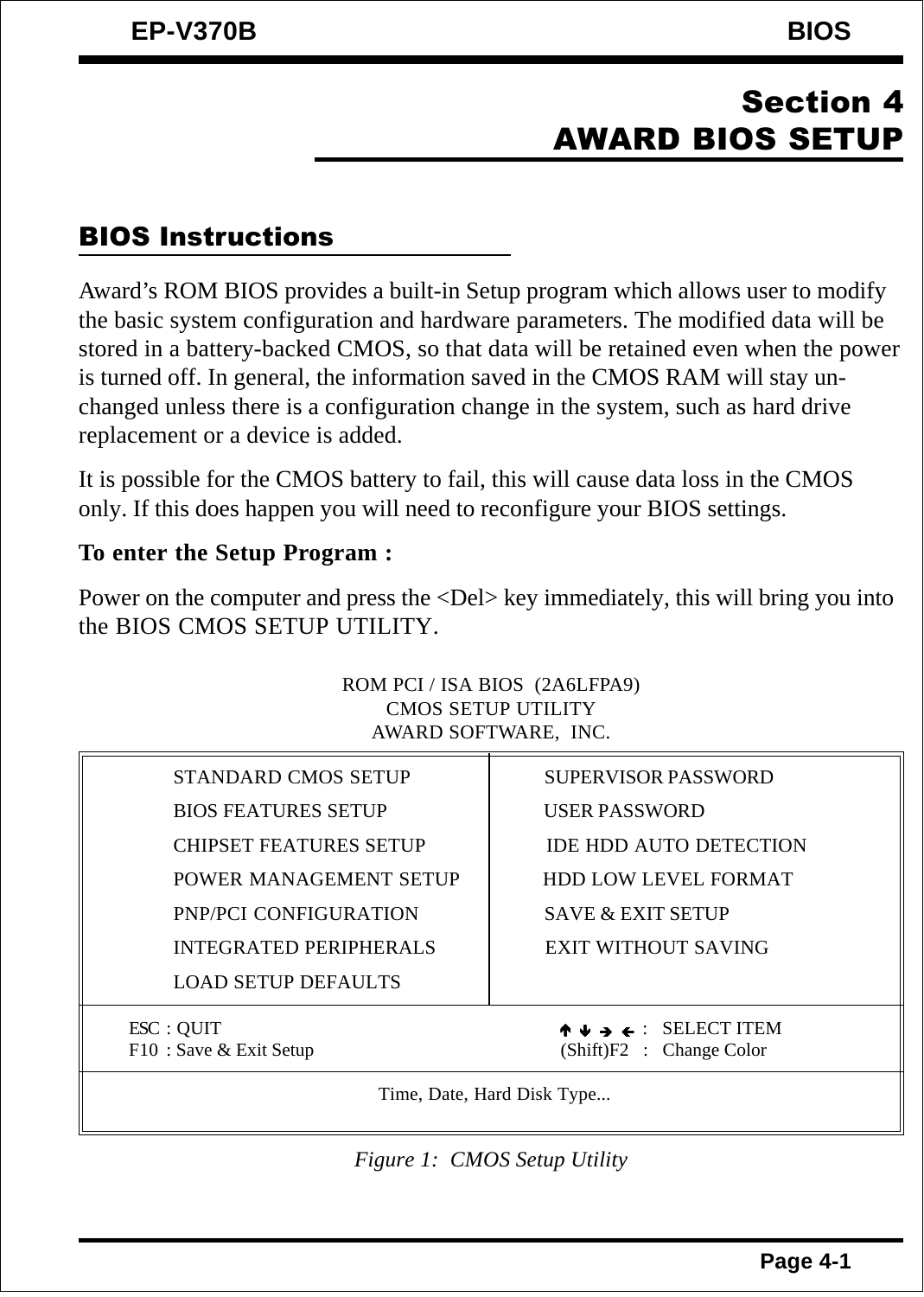# Section 4
# AWARD BIOS SETUP

## BIOS Instructions

Award's ROM BIOS provides a built-in Setup program which allows user to modify the basic system configuration and hardware parameters. The modified data will be stored in a battery-backed CMOS, so that data will be retained even when the power is turned off. In general, the information saved in the CMOS RAM will stay unchanged unless there is a configuration change in the system, such as hard drive replacement or a device is added.

It is possible for the CMOS battery to fail, this will cause data loss in the CMOS only. If this does happen you will need to reconfigure your BIOS settings.

**To enter the Setup Program :**

Power on the computer and press the <Del> key immediately, this will bring you into the BIOS CMOS SETUP UTILITY.

```
                    ROM PCI / ISA BIOS  (2A6LFPA9)
                         CMOS SETUP UTILITY
                        AWARD SOFTWARE,  INC.

   STANDARD CMOS SETUP              SUPERVISOR PASSWORD
   BIOS FEATURES SETUP              USER PASSWORD
   CHIPSET FEATURES SETUP           IDE HDD AUTO DETECTION
   POWER MANAGEMENT SETUP           HDD LOW LEVEL FORMAT
   PNP/PCI CONFIGURATION            SAVE & EXIT SETUP
   INTEGRATED PERIPHERALS           EXIT WITHOUT SAVING
   LOAD SETUP DEFAULTS

 ESC : QUIT                          ↑ ↓ → ←   :  SELECT ITEM
 F10 : Save & Exit Setup             (Shift)F2 :  Change Color

                    Time, Date, Hard Disk Type...
```

*Figure 1: CMOS Setup Utility*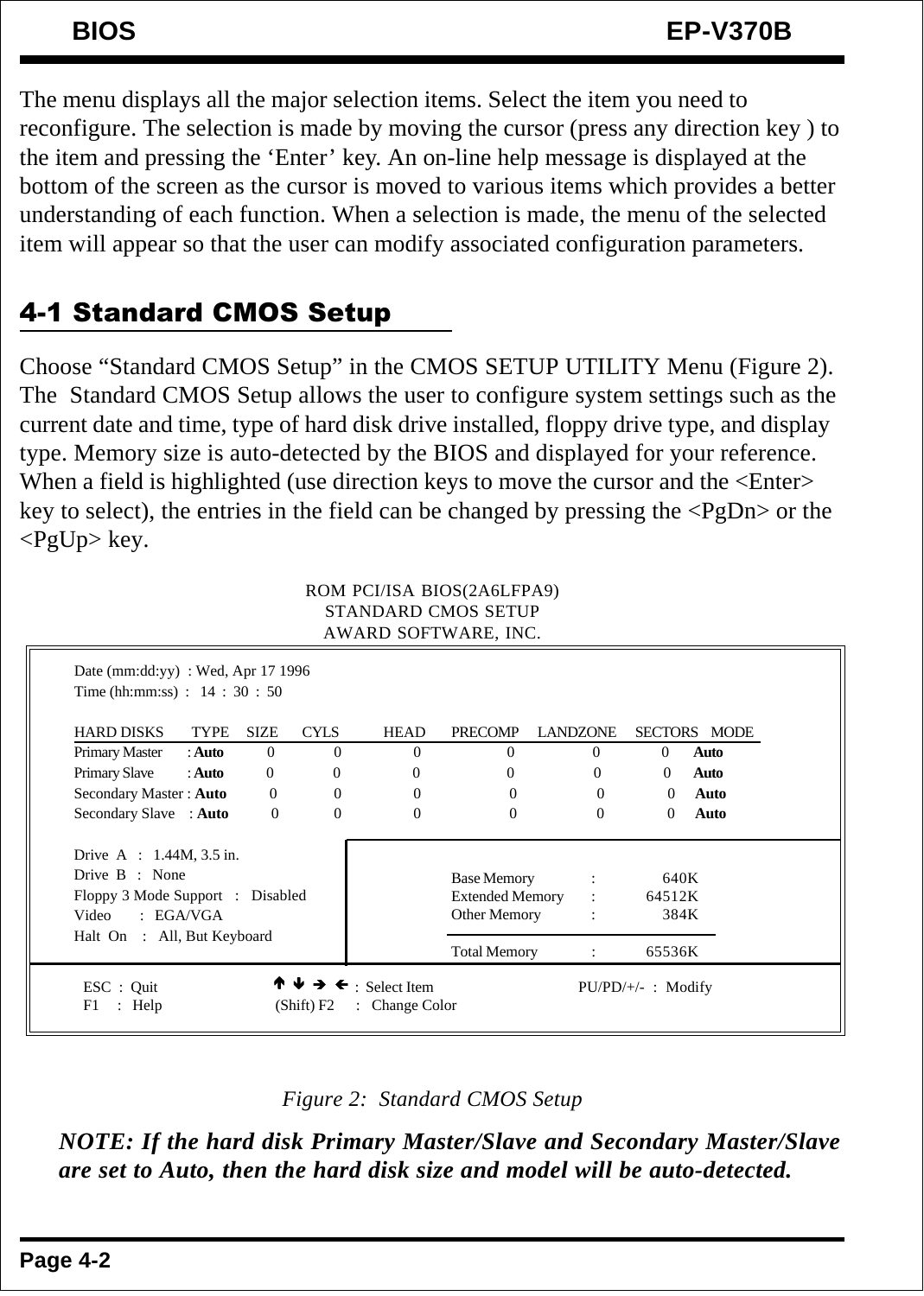The menu displays all the major selection items. Select the item you need to reconfigure. The selection is made by moving the cursor (press any direction key ) to the item and pressing the 'Enter' key. An on-line help message is displayed at the bottom of the screen as the cursor is moved to various items which provides a better understanding of each function. When a selection is made, the menu of the selected item will appear so that the user can modify associated configuration parameters.

## 4-1 Standard CMOS Setup

Choose "Standard CMOS Setup" in the CMOS SETUP UTILITY Menu (Figure 2). The Standard CMOS Setup allows the user to configure system settings such as the current date and time, type of hard disk drive installed, floppy drive type, and display type. Memory size is auto-detected by the BIOS and displayed for your reference. When a field is highlighted (use direction keys to move the cursor and the <Enter> key to select), the entries in the field can be changed by pressing the <PgDn> or the <PgUp> key.

```
                         ROM PCI/ISA BIOS(2A6LFPA9)
                            STANDARD CMOS SETUP
                           AWARD SOFTWARE, INC.

 Date (mm:dd:yy)  : Wed, Apr 17 1996
 Time (hh:mm:ss)  :  14 : 30 : 50

 HARD DISKS        TYPE   SIZE   CYLS   HEAD   PRECOMP   LANDZONE   SECTORS   MODE
 Primary Master   : Auto    0      0      0       0          0          0      Auto
 Primary Slave    : Auto    0      0      0       0          0          0      Auto
 Secondary Master : Auto    0      0      0       0          0          0      Auto
 Secondary Slave  : Auto    0      0      0       0          0          0      Auto

 Drive  A  :  1.44M, 3.5 in.
 Drive  B  :  None                          Base Memory      :     640K
 Floppy 3 Mode Support  :  Disabled         Extended Memory  :   64512K
 Video     :  EGA/VGA                       Other Memory     :     384K
 Halt  On  :  All, But Keyboard
                                            Total Memory     :   65536K

 ESC  :  Quit        ↑ ↓ → ←  :  Select Item            PU/PD/+/-  :  Modify
 F1   :  Help        (Shift) F2  :  Change Color
```

*Figure 2: Standard CMOS Setup*

***NOTE: If the hard disk Primary Master/Slave and Secondary Master/Slave are set to Auto, then the hard disk size and model will be auto-detected.***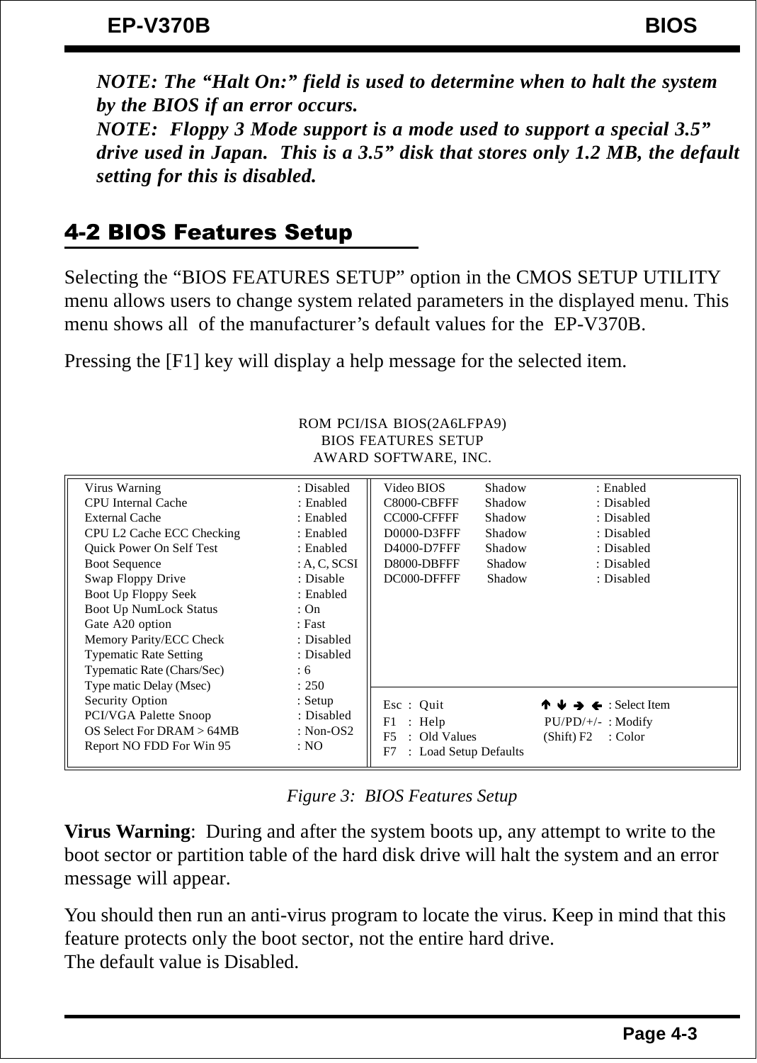*NOTE: The “Halt On:” field is used to determine when to halt the system by the BIOS if an error occurs.*
*NOTE: Floppy 3 Mode support is a mode used to support a special 3.5” drive used in Japan. This is a 3.5” disk that stores only 1.2 MB, the default setting for this is disabled.*

## 4-2 BIOS Features Setup

Selecting the “BIOS FEATURES SETUP” option in the CMOS SETUP UTILITY menu allows users to change system related parameters in the displayed menu. This menu shows all of the manufacturer’s default values for the EP-V370B.

Pressing the [F1] key will display a help message for the selected item.

```
                        ROM PCI/ISA BIOS(2A6LFPA9)
                           BIOS FEATURES SETUP
                          AWARD SOFTWARE, INC.

Virus Warning                 : Disabled   | Video BIOS     Shadow   : Enabled
CPU Internal Cache            : Enabled    | C8000-CBFFF    Shadow   : Disabled
External Cache                : Enabled    | CC000-CFFFF    Shadow   : Disabled
CPU L2 Cache ECC Checking     : Enabled    | D0000-D3FFF    Shadow   : Disabled
Quick Power On Self Test      : Enabled    | D4000-D7FFF    Shadow   : Disabled
Boot Sequence                 : A, C, SCSI | D8000-DBFFF    Shadow   : Disabled
Swap Floppy Drive             : Disable    | DC000-DFFFF    Shadow   : Disabled
Boot Up Floppy Seek           : Enabled    |
Boot Up NumLock Status        : On         |
Gate A20 option               : Fast       |
Memory Parity/ECC Check       : Disabled   |
Typematic Rate Setting        : Disabled   |
Typematic Rate (Chars/Sec)    : 6          |
Type matic Delay (Msec)       : 250        |
Security Option               : Setup      | Esc : Quit          ↑ ↓ → ← : Select Item
PCI/VGA Palette Snoop         : Disabled   | F1  : Help          PU/PD/+/-  : Modify
OS Select For DRAM > 64MB     : Non-OS2    | F5  : Old Values    (Shift) F2 : Color
Report NO FDD For Win 95      : NO         | F7  : Load Setup Defaults
```

*Figure 3: BIOS Features Setup*

**Virus Warning**: During and after the system boots up, any attempt to write to the boot sector or partition table of the hard disk drive will halt the system and an error message will appear.

You should then run an anti-virus program to locate the virus. Keep in mind that this feature protects only the boot sector, not the entire hard drive.
The default value is Disabled.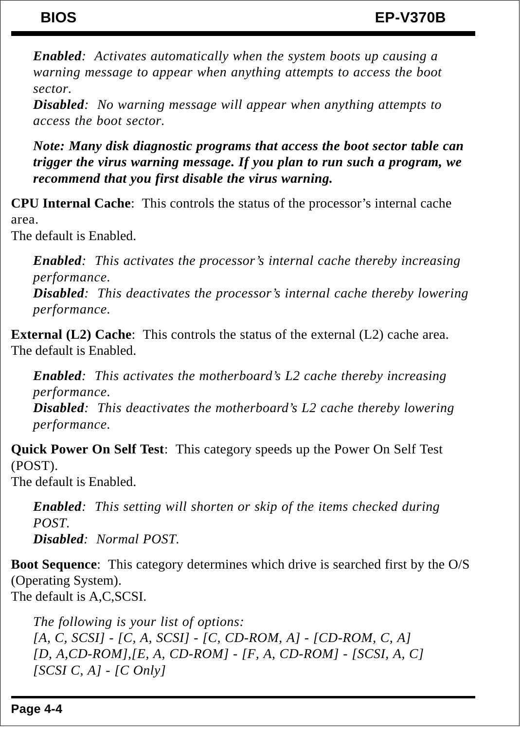*Enabled*: *Activates automatically when the system boots up causing a warning message to appear when anything attempts to access the boot sector.*
*Disabled*: *No warning message will appear when anything attempts to access the boot sector.*

***Note: Many disk diagnostic programs that access the boot sector table can trigger the virus warning message. If you plan to run such a program, we recommend that you first disable the virus warning.***

**CPU Internal Cache**: This controls the status of the processor's internal cache area.
The default is Enabled.

*Enabled*: *This activates the processor's internal cache thereby increasing performance.*
*Disabled*: *This deactivates the processor's internal cache thereby lowering performance.*

**External (L2) Cache**: This controls the status of the external (L2) cache area.
The default is Enabled.

*Enabled*: *This activates the motherboard's L2 cache thereby increasing performance.*
*Disabled*: *This deactivates the motherboard's L2 cache thereby lowering performance.*

**Quick Power On Self Test**: This category speeds up the Power On Self Test (POST).
The default is Enabled.

*Enabled*: *This setting will shorten or skip of the items checked during POST.*
*Disabled*: *Normal POST.*

**Boot Sequence**: This category determines which drive is searched first by the O/S (Operating System).
The default is A,C,SCSI.

*The following is your list of options:*
*[A, C, SCSI] - [C, A, SCSI] - [C, CD-ROM, A] - [CD-ROM, C, A]*
*[D, A,CD-ROM],[E, A, CD-ROM] - [F, A, CD-ROM] - [SCSI, A, C]*
*[SCSI C, A] - [C Only]*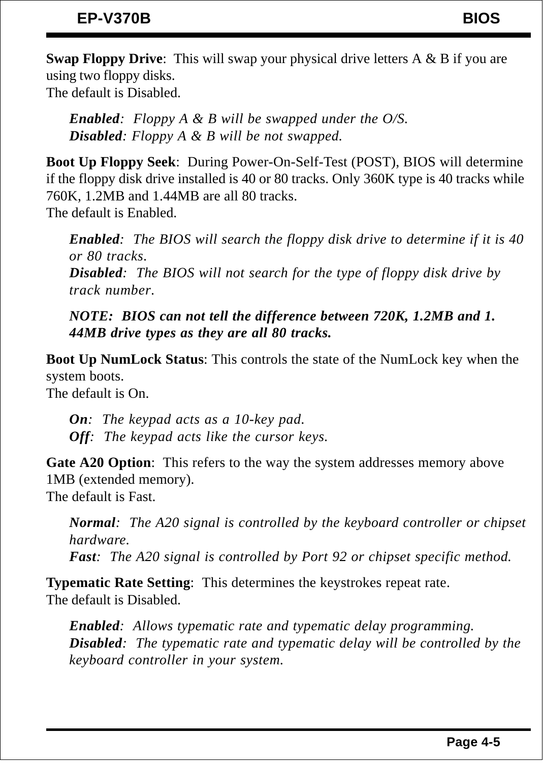**Swap Floppy Drive**:  This will swap your physical drive letters A & B if you are using two floppy disks.
The default is Disabled.

> ***Enabled***:  *Floppy A & B will be swapped under the O/S.*
> ***Disabled***: *Floppy A & B will be not swapped.*

**Boot Up Floppy Seek**:  During Power-On-Self-Test (POST), BIOS will determine if the floppy disk drive installed is 40 or 80 tracks. Only 360K type is 40 tracks while 760K, 1.2MB and 1.44MB are all 80 tracks.
The default is Enabled.

> ***Enabled***:  *The BIOS will search the floppy disk drive to determine if it is 40 or 80 tracks.*
> ***Disabled***:  *The BIOS will not search for the type of floppy disk drive by track number.*
>
> ***NOTE:  BIOS can not tell the difference between 720K, 1.2MB and 1.44MB drive types as they are all 80 tracks.***

**Boot Up NumLock Status**: This controls the state of the NumLock key when the system boots.
The default is On.

> ***On***:  *The keypad acts as a 10-key pad.*
> ***Off***:  *The keypad acts like the cursor keys.*

**Gate A20 Option**:  This refers to the way the system addresses memory above 1MB (extended memory).
The default is Fast.

> ***Normal***:  *The A20 signal is controlled by the keyboard controller or chipset hardware.*
> ***Fast***:  *The A20 signal is controlled by Port 92 or chipset specific method.*

**Typematic Rate Setting**:  This determines the keystrokes repeat rate.
The default is Disabled.

> ***Enabled***:  *Allows typematic rate and typematic delay programming.*
> ***Disabled***:  *The typematic rate and typematic delay will be controlled by the keyboard controller in your system.*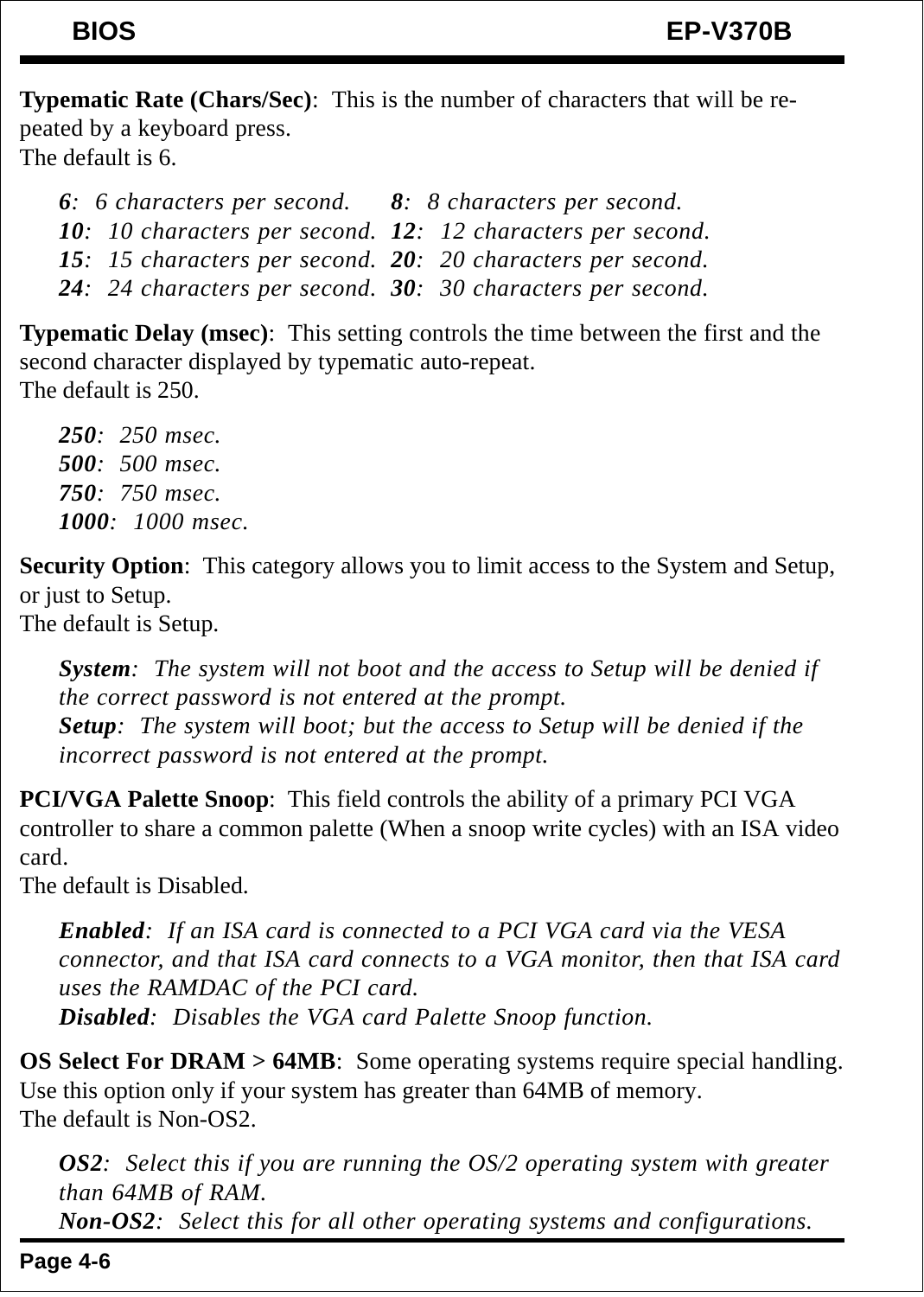**Typematic Rate (Chars/Sec)**: This is the number of characters that will be repeated by a keyboard press.
The default is 6.

*6: 6 characters per second.* *8: 8 characters per second.*
*10: 10 characters per second.* *12: 12 characters per second.*
*15: 15 characters per second.* *20: 20 characters per second.*
*24: 24 characters per second.* *30: 30 characters per second.*

**Typematic Delay (msec)**: This setting controls the time between the first and the second character displayed by typematic auto-repeat.
The default is 250.

*250: 250 msec.*
*500: 500 msec.*
*750: 750 msec.*
*1000: 1000 msec.*

**Security Option**: This category allows you to limit access to the System and Setup, or just to Setup.
The default is Setup.

*System: The system will not boot and the access to Setup will be denied if the correct password is not entered at the prompt.*
*Setup: The system will boot; but the access to Setup will be denied if the incorrect password is not entered at the prompt.*

**PCI/VGA Palette Snoop**: This field controls the ability of a primary PCI VGA controller to share a common palette (When a snoop write cycles) with an ISA video card.
The default is Disabled.

*Enabled: If an ISA card is connected to a PCI VGA card via the VESA connector, and that ISA card connects to a VGA monitor, then that ISA card uses the RAMDAC of the PCI card.*
*Disabled: Disables the VGA card Palette Snoop function.*

**OS Select For DRAM > 64MB**: Some operating systems require special handling. Use this option only if your system has greater than 64MB of memory.
The default is Non-OS2.

*OS2: Select this if you are running the OS/2 operating system with greater than 64MB of RAM.*
*Non-OS2: Select this for all other operating systems and configurations.*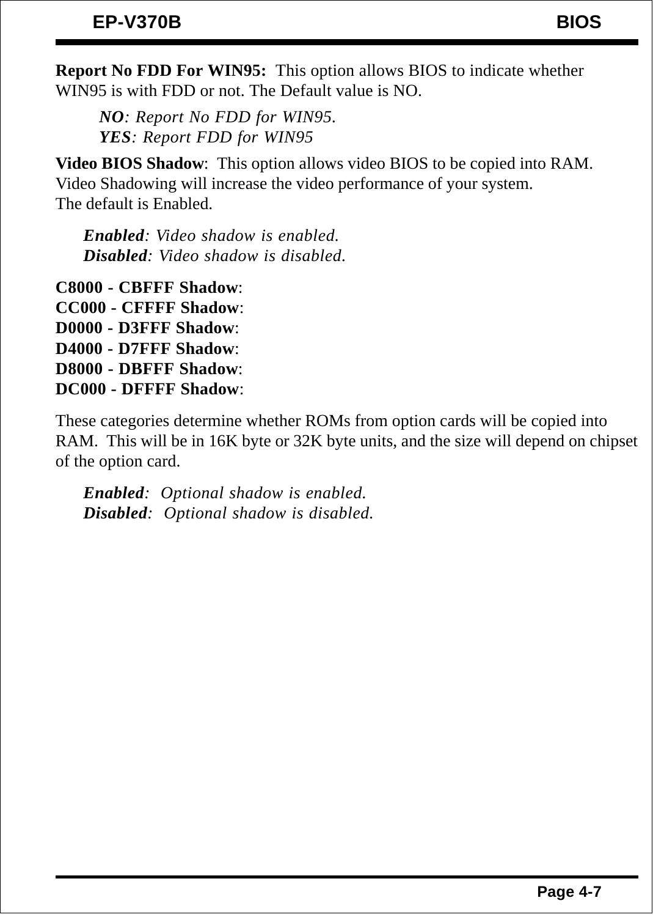**Report No FDD For WIN95:** This option allows BIOS to indicate whether WIN95 is with FDD or not. The Default value is NO.

> ***NO**: Report No FDD for WIN95.*
> ***YES**: Report FDD for WIN95*

**Video BIOS Shadow**: This option allows video BIOS to be copied into RAM. Video Shadowing will increase the video performance of your system. The default is Enabled.

> ***Enabled**: Video shadow is enabled.*
> ***Disabled**: Video shadow is disabled.*

**C8000 - CBFFF Shadow**:
**CC000 - CFFFF Shadow**:
**D0000 - D3FFF Shadow**:
**D4000 - D7FFF Shadow**:
**D8000 - DBFFF Shadow**:
**DC000 - DFFFF Shadow**:

These categories determine whether ROMs from option cards will be copied into RAM. This will be in 16K byte or 32K byte units, and the size will depend on chipset of the option card.

> ***Enabled**: Optional shadow is enabled.*
> ***Disabled**: Optional shadow is disabled.*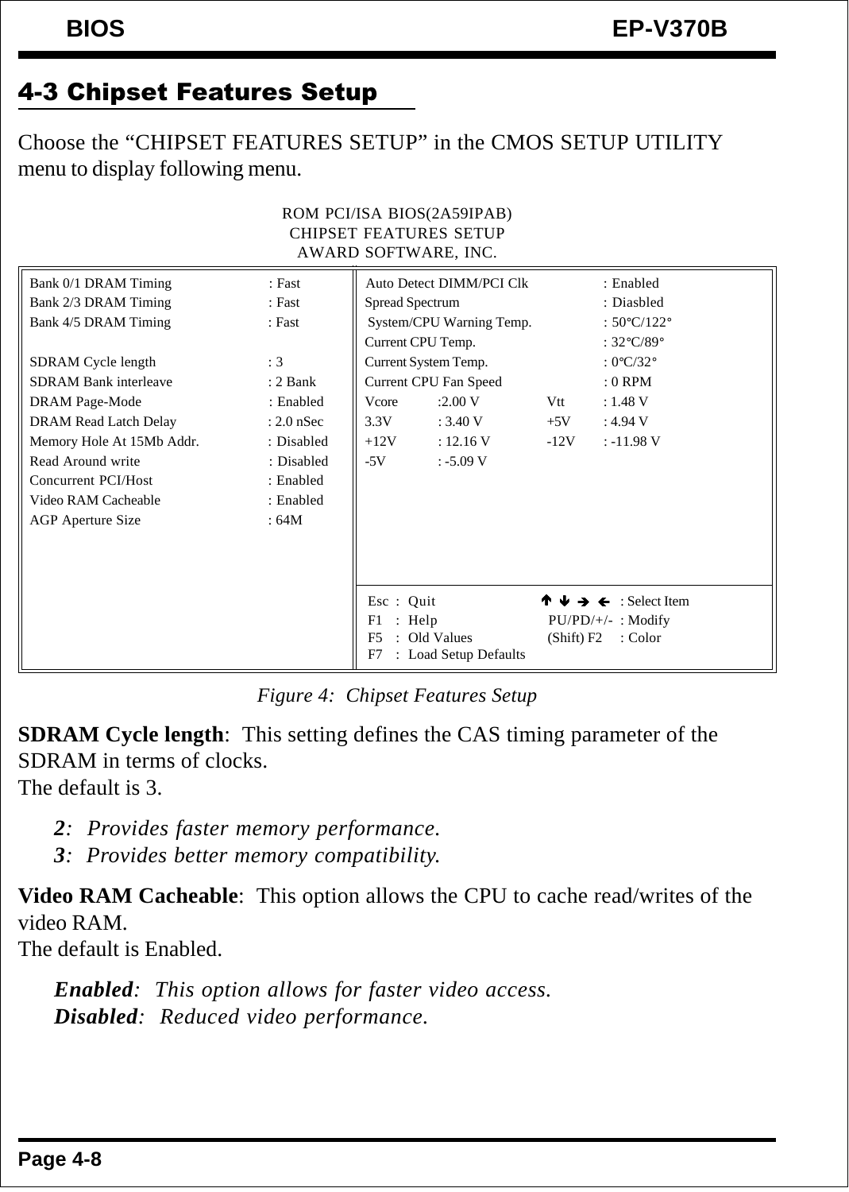## 4-3 Chipset Features Setup

Choose the "CHIPSET FEATURES SETUP" in the CMOS SETUP UTILITY menu to display following menu.

```
                         ROM PCI/ISA BIOS(2A59IPAB)
                          CHIPSET FEATURES SETUP
                          AWARD SOFTWARE, INC.

Bank 0/1 DRAM Timing          : Fast      | Auto Detect DIMM/PCI Clk     : Enabled
Bank 2/3 DRAM Timing          : Fast      | Spread Spectrum              : Diasbled
Bank 4/5 DRAM Timing          : Fast      | System/CPU Warning Temp.     : 50°C/122°
                                          | Current CPU Temp.            : 32°C/89°
SDRAM Cycle length            : 3         | Current System Temp.         : 0°C/32°
SDRAM Bank interleave         : 2 Bank    | Current CPU Fan Speed        : 0 RPM
DRAM Page-Mode                : Enabled   | Vcore    :2.00 V      Vtt    : 1.48 V
DRAM Read Latch Delay         : 2.0 nSec  | 3.3V     : 3.40 V     +5V    : 4.94 V
Memory Hole At 15Mb Addr.     : Disabled  | +12V     : 12.16 V    -12V   : -11.98 V
Read Around write             : Disabled  | -5V      : -5.09 V
Concurrent PCI/Host           : Enabled   |
Video RAM Cacheable           : Enabled   |
AGP Aperture Size             : 64M       |
                                          | Esc : Quit               ↑ ↓ → ← : Select Item
                                          | F1  : Help               PU/PD/+/- : Modify
                                          | F5  : Old Values         (Shift) F2 : Color
                                          | F7  : Load Setup Defaults
```

*Figure 4: Chipset Features Setup*

**SDRAM Cycle length**: This setting defines the CAS timing parameter of the SDRAM in terms of clocks.
The default is 3.

> ***2***: *Provides faster memory performance.*
> ***3***: *Provides better memory compatibility.*

**Video RAM Cacheable**: This option allows the CPU to cache read/writes of the video RAM.
The default is Enabled.

> ***Enabled***: *This option allows for faster video access.*
> ***Disabled***: *Reduced video performance.*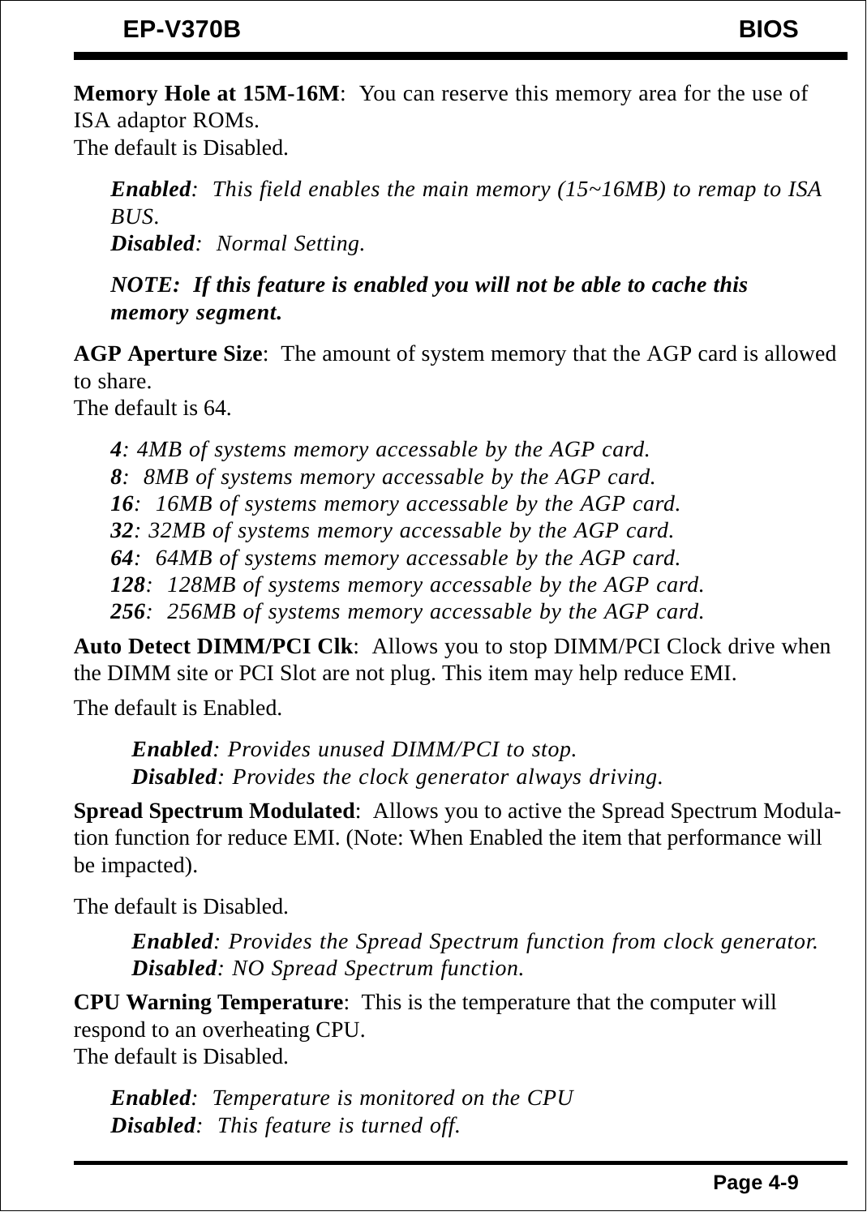**Memory Hole at 15M-16M**:  You can reserve this memory area for the use of ISA adaptor ROMs.
The default is Disabled.

> ***Enabled***:  *This field enables the main memory (15~16MB) to remap to ISA BUS.*
> ***Disabled***:  *Normal Setting.*
>
> ***NOTE:  If this feature is enabled you will not be able to cache this memory segment.***

**AGP Aperture Size**:  The amount of system memory that the AGP card is allowed to share.
The default is 64.

> ***4***: *4MB of systems memory accessable by the AGP card.*
> ***8***:  *8MB of systems memory accessable by the AGP card.*
> ***16***:  *16MB of systems memory accessable by the AGP card.*
> ***32***: *32MB of systems memory accessable by the AGP card.*
> ***64***:  *64MB of systems memory accessable by the AGP card.*
> ***128***:  *128MB of systems memory accessable by the AGP card.*
> ***256***:  *256MB of systems memory accessable by the AGP card.*

**Auto Detect DIMM/PCI Clk**:  Allows you to stop DIMM/PCI Clock drive when the DIMM site or PCI Slot are not plug. This item may help reduce EMI.

The default is Enabled.

> ***Enabled***: *Provides unused DIMM/PCI to stop.*
> ***Disabled***: *Provides the clock generator always driving.*

**Spread Spectrum Modulated**:  Allows you to active the Spread Spectrum Modulation function for reduce EMI. (Note: When Enabled the item that performance will be impacted).

The default is Disabled.

> ***Enabled***: *Provides the Spread Spectrum function from clock generator.*
> ***Disabled***: *NO Spread Spectrum function.*

**CPU Warning Temperature**:  This is the temperature that the computer will respond to an overheating CPU.
The default is Disabled.

> ***Enabled***:  *Temperature is monitored on the CPU*
> ***Disabled***:  *This feature is turned off.*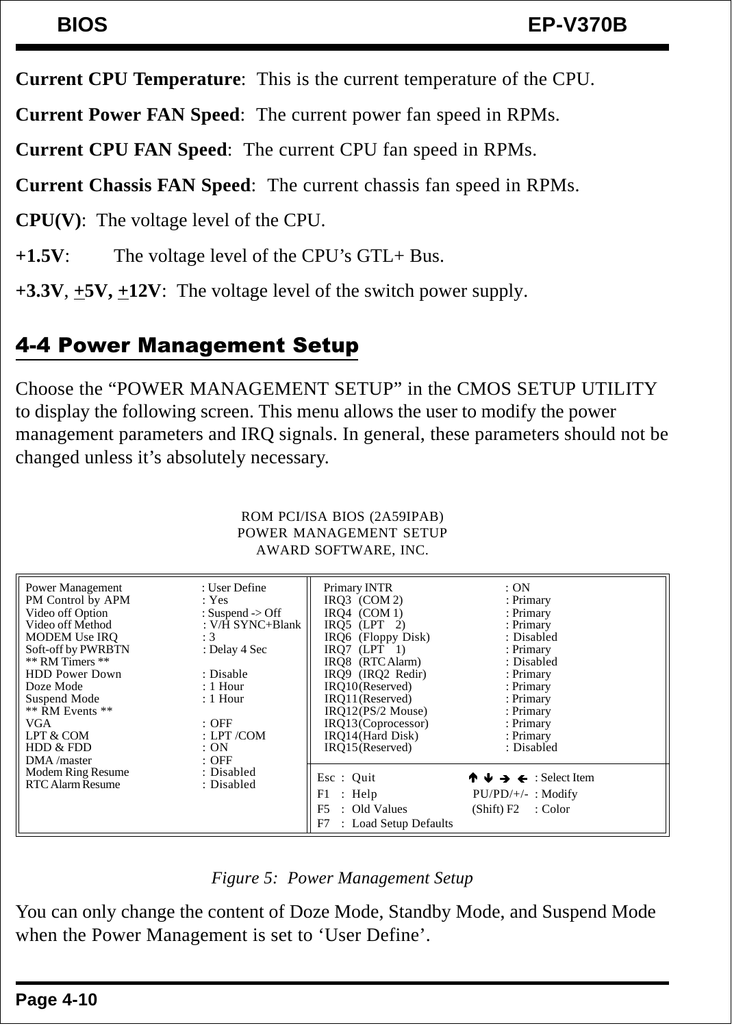**Current CPU Temperature**: This is the current temperature of the CPU.

**Current Power FAN Speed**: The current power fan speed in RPMs.

**Current CPU FAN Speed**: The current CPU fan speed in RPMs.

**Current Chassis FAN Speed**: The current chassis fan speed in RPMs.

**CPU(V)**: The voltage level of the CPU.

**+1.5V**: The voltage level of the CPU's GTL+ Bus.

**+3.3V**, **+5V, +12V**: The voltage level of the switch power supply.

## 4-4 Power Management Setup

Choose the "POWER MANAGEMENT SETUP" in the CMOS SETUP UTILITY to display the following screen. This menu allows the user to modify the power management parameters and IRQ signals. In general, these parameters should not be changed unless it's absolutely necessary.

```
                         ROM PCI/ISA BIOS (2A59IPAB)
                          POWER MANAGEMENT SETUP
                            AWARD SOFTWARE, INC.

Power Management        : User Define         Primary INTR              : ON
PM Control by APM       : Yes                  IRQ3  (COM 2)            : Primary
Video off Option        : Suspend -> Off       IRQ4  (COM 1)            : Primary
Video off Method        : V/H SYNC+Blank       IRQ5  (LPT  2)           : Primary
MODEM Use IRQ           : 3                    IRQ6  (Floppy Disk)      : Disabled
Soft-off by PWRBTN      : Delay 4 Sec          IRQ7  (LPT  1)           : Primary
** RM Timers **                                IRQ8  (RTC Alarm)        : Disabled
HDD Power Down          : Disable              IRQ9  (IRQ2 Redir)       : Primary
Doze Mode               : 1 Hour               IRQ10(Reserved)          : Primary
Suspend Mode            : 1 Hour               IRQ11(Reserved)          : Primary
** RM Events **                                IRQ12(PS/2 Mouse)        : Primary
VGA                     : OFF                  IRQ13(Coprocessor)       : Primary
LPT & COM               : LPT /COM             IRQ14(Hard Disk)         : Primary
HDD & FDD               : ON                   IRQ15(Reserved)          : Disabled
DMA /master             : OFF
Modem Ring Resume       : Disabled            Esc : Quit           ↑ ↓ → ← : Select Item
RTC Alarm Resume        : Disabled            F1  : Help            PU/PD/+/- : Modify
                                              F5  : Old Values      (Shift) F2 : Color
                                              F7  : Load Setup Defaults
```

*Figure 5: Power Management Setup*

You can only change the content of Doze Mode, Standby Mode, and Suspend Mode when the Power Management is set to 'User Define'.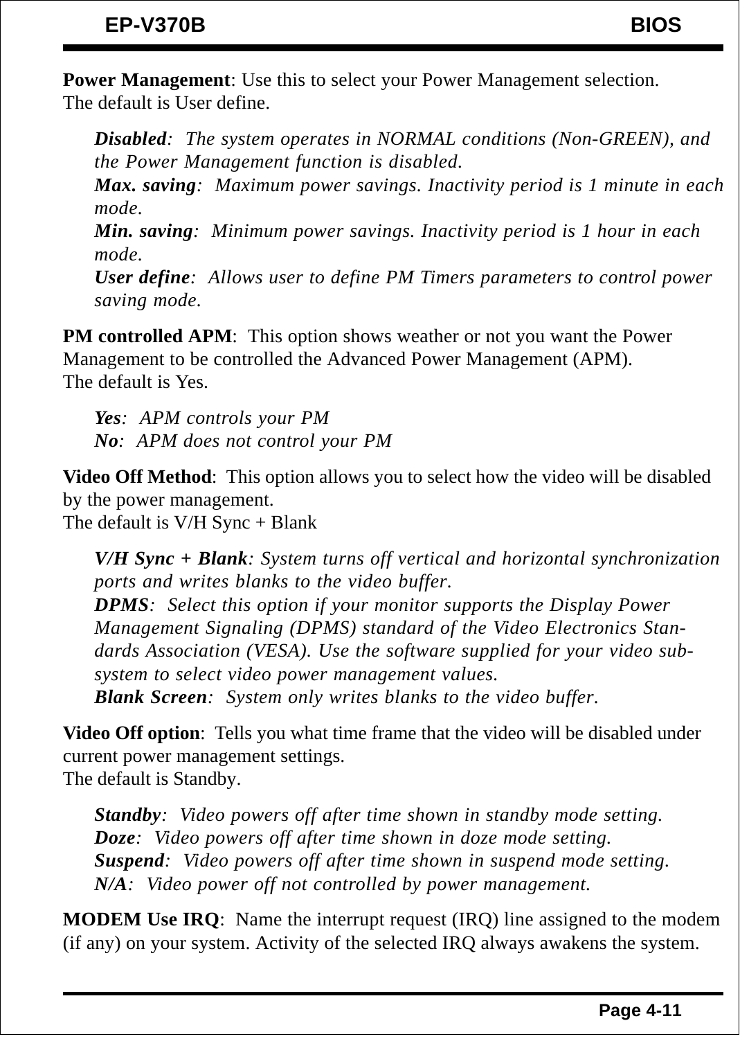**Power Management**: Use this to select your Power Management selection.
The default is User define.

> ***Disabled***: *The system operates in NORMAL conditions (Non-GREEN), and the Power Management function is disabled.*
> ***Max. saving***: *Maximum power savings. Inactivity period is 1 minute in each mode.*
> ***Min. saving***: *Minimum power savings. Inactivity period is 1 hour in each mode.*
> ***User define***: *Allows user to define PM Timers parameters to control power saving mode.*

**PM controlled APM**: This option shows weather or not you want the Power Management to be controlled the Advanced Power Management (APM).
The default is Yes.

> ***Yes***: *APM controls your PM*
> ***No***: *APM does not control your PM*

**Video Off Method**: This option allows you to select how the video will be disabled by the power management.
The default is V/H Sync + Blank

> ***V/H Sync + Blank***: *System turns off vertical and horizontal synchronization ports and writes blanks to the video buffer.*
> ***DPMS***: *Select this option if your monitor supports the Display Power Management Signaling (DPMS) standard of the Video Electronics Standards Association (VESA). Use the software supplied for your video subsystem to select video power management values.*
> ***Blank Screen***: *System only writes blanks to the video buffer.*

**Video Off option**: Tells you what time frame that the video will be disabled under current power management settings.
The default is Standby.

> ***Standby***: *Video powers off after time shown in standby mode setting.*
> ***Doze***: *Video powers off after time shown in doze mode setting.*
> ***Suspend***: *Video powers off after time shown in suspend mode setting.*
> ***N/A***: *Video power off not controlled by power management.*

**MODEM Use IRQ**: Name the interrupt request (IRQ) line assigned to the modem (if any) on your system. Activity of the selected IRQ always awakens the system.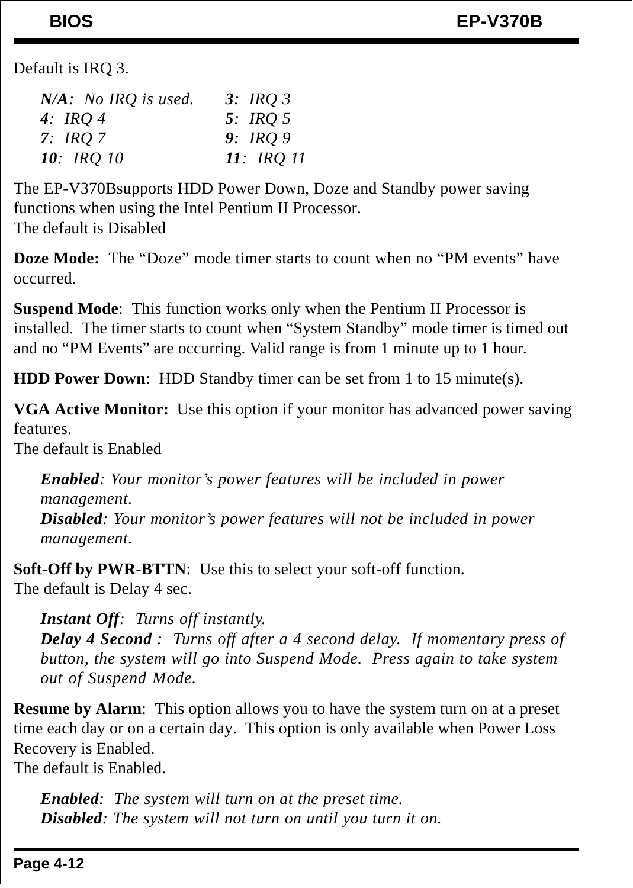Default is IRQ 3.

| | |
|---|---|
| ***N/A**: No IRQ is used.* | ***3**: IRQ 3* |
| ***4**: IRQ 4* | ***5**: IRQ 5* |
| ***7**: IRQ 7* | ***9**: IRQ 9* |
| ***10**: IRQ 10* | ***11**: IRQ 11* |

The EP-V370Bsupports HDD Power Down, Doze and Standby power saving functions when using the Intel Pentium II Processor.
The default is Disabled

**Doze Mode:** The “Doze” mode timer starts to count when no “PM events” have occurred.

**Suspend Mode**: This function works only when the Pentium II Processor is installed. The timer starts to count when “System Standby” mode timer is timed out and no “PM Events” are occurring. Valid range is from 1 minute up to 1 hour.

**HDD Power Down**: HDD Standby timer can be set from 1 to 15 minute(s).

**VGA Active Monitor:** Use this option if your monitor has advanced power saving features.
The default is Enabled

> ***Enabled**: Your monitor’s power features will be included in power management.*
> ***Disabled**: Your monitor’s power features will not be included in power management.*

**Soft-Off by PWR-BTTN**: Use this to select your soft-off function.
The default is Delay 4 sec.

> ***Instant Off**: Turns off instantly.*
> ***Delay 4 Second** : Turns off after a 4 second delay. If momentary press of button, the system will go into Suspend Mode. Press again to take system out of Suspend Mode.*

**Resume by Alarm**: This option allows you to have the system turn on at a preset time each day or on a certain day. This option is only available when Power Loss Recovery is Enabled.
The default is Enabled.

> ***Enabled**: The system will turn on at the preset time.*
> ***Disabled**: The system will not turn on until you turn it on.*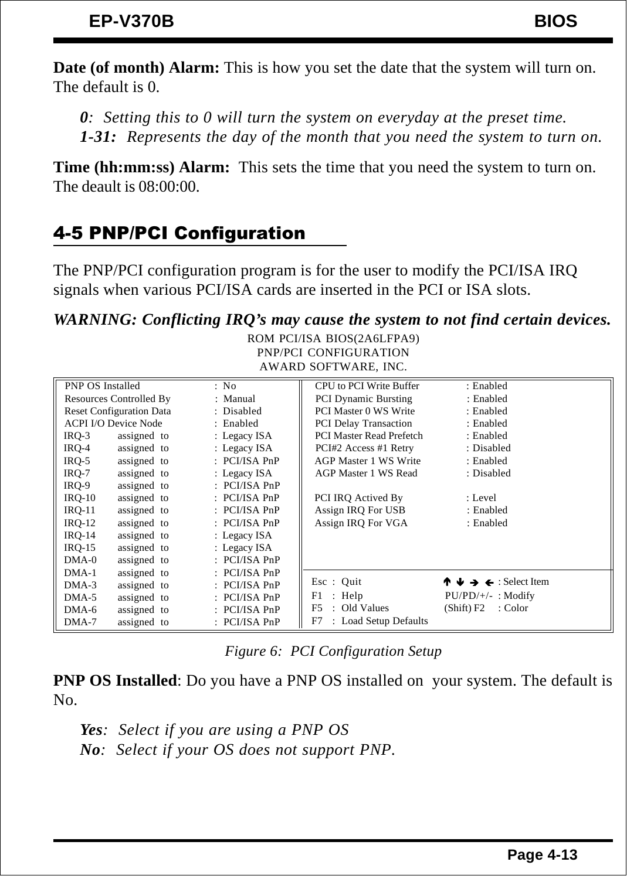**Date (of month) Alarm:** This is how you set the date that the system will turn on. The default is 0.

> ***0**: Setting this to 0 will turn the system on everyday at the preset time.*
> ***1-31:** Represents the day of the month that you need the system to turn on.*

**Time (hh:mm:ss) Alarm:** This sets the time that you need the system to turn on. The deault is 08:00:00.

## 4-5 PNP/PCI Configuration

The PNP/PCI configuration program is for the user to modify the PCI/ISA IRQ signals when various PCI/ISA cards are inserted in the PCI or ISA slots.

***WARNING: Conflicting IRQ's may cause the system to not find certain devices.***

```
                          ROM PCI/ISA BIOS(2A6LFPA9)
                            PNP/PCI CONFIGURATION
                            AWARD SOFTWARE, INC.

PNP OS Installed               : No            CPU to PCI Write Buffer      : Enabled
Resources Controlled By        : Manual        PCI Dynamic Bursting         : Enabled
Reset Configuration Data       : Disabled      PCI Master 0 WS Write        : Enabled
ACPI I/O Device Node           : Enabled       PCI Delay Transaction        : Enabled
IRQ-3      assigned  to        : Legacy ISA    PCI Master Read Prefetch     : Enabled
IRQ-4      assigned  to        : Legacy ISA    PCI#2 Access #1 Retry        : Disabled
IRQ-5      assigned  to        : PCI/ISA PnP   AGP Master 1 WS Write        : Enabled
IRQ-7      assigned  to        : Legacy ISA    AGP Master 1 WS Read         : Disabled
IRQ-9      assigned  to        : PCI/ISA PnP
IRQ-10     assigned  to        : PCI/ISA PnP   PCI IRQ Actived By           : Level
IRQ-11     assigned  to        : PCI/ISA PnP   Assign IRQ For USB           : Enabled
IRQ-12     assigned  to        : PCI/ISA PnP   Assign IRQ For VGA           : Enabled
IRQ-14     assigned  to        : Legacy ISA
IRQ-15     assigned  to        : Legacy ISA
DMA-0      assigned  to        : PCI/ISA PnP
DMA-1      assigned  to        : PCI/ISA PnP
DMA-3      assigned  to        : PCI/ISA PnP   Esc : Quit              ↑ ↓ → ← : Select Item
DMA-5      assigned  to        : PCI/ISA PnP   F1  : Help              PU/PD/+/-  : Modify
DMA-6      assigned  to        : PCI/ISA PnP   F5  : Old Values        (Shift) F2 : Color
DMA-7      assigned  to        : PCI/ISA PnP   F7  : Load Setup Defaults
```

*Figure 6: PCI Configuration Setup*

**PNP OS Installed**: Do you have a PNP OS installed on your system. The default is No.

> ***Yes**: Select if you are using a PNP OS*
> ***No**: Select if your OS does not support PNP.*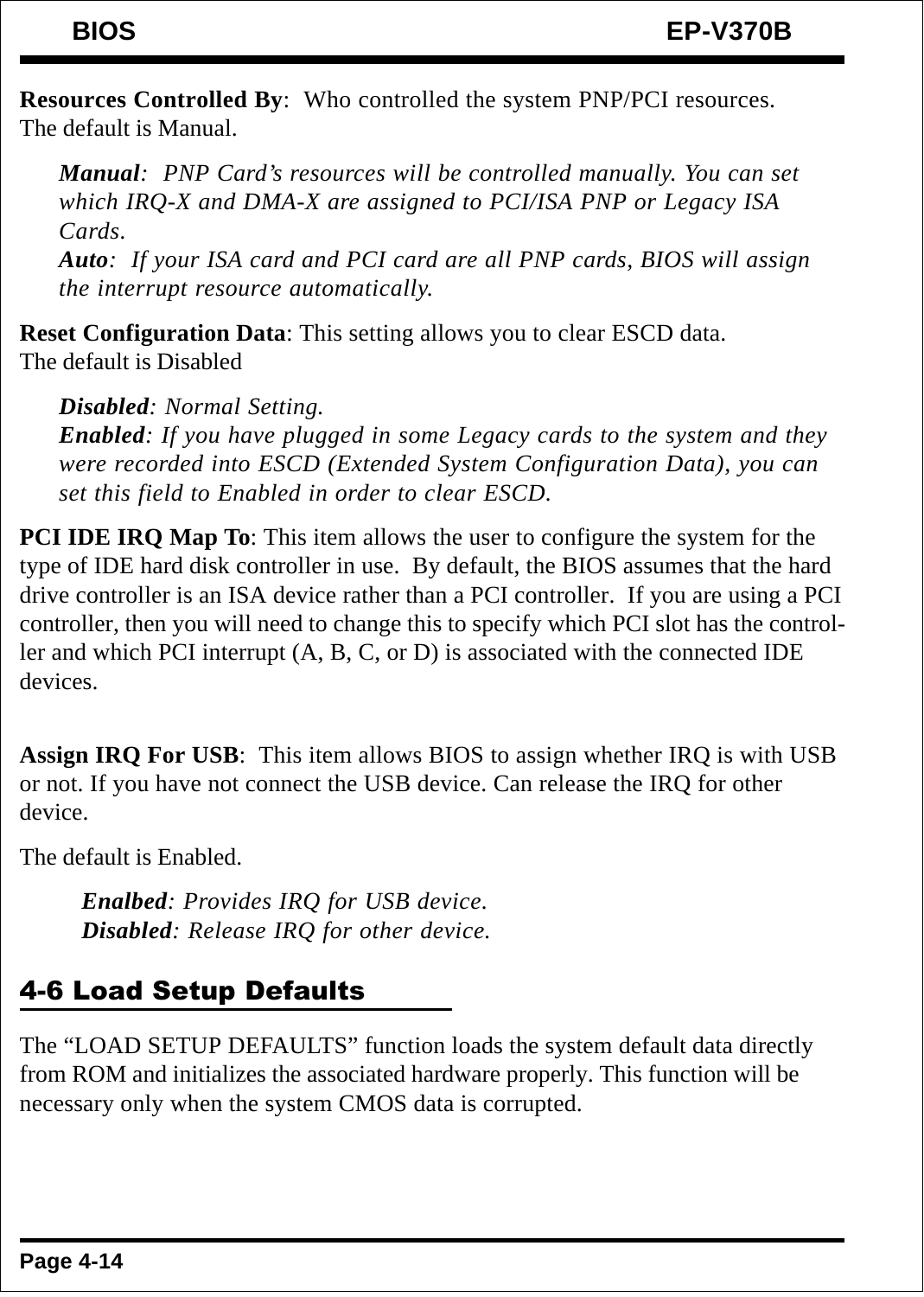**Resources Controlled By**: Who controlled the system PNP/PCI resources.
The default is Manual.

> ***Manual**: PNP Card's resources will be controlled manually. You can set which IRQ-X and DMA-X are assigned to PCI/ISA PNP or Legacy ISA Cards.*
> ***Auto**: If your ISA card and PCI card are all PNP cards, BIOS will assign the interrupt resource automatically.*

**Reset Configuration Data**: This setting allows you to clear ESCD data.
The default is Disabled

> ***Disabled**: Normal Setting.*
> ***Enabled**: If you have plugged in some Legacy cards to the system and they were recorded into ESCD (Extended System Configuration Data), you can set this field to Enabled in order to clear ESCD.*

**PCI IDE IRQ Map To**: This item allows the user to configure the system for the type of IDE hard disk controller in use. By default, the BIOS assumes that the hard drive controller is an ISA device rather than a PCI controller. If you are using a PCI controller, then you will need to change this to specify which PCI slot has the controller and which PCI interrupt (A, B, C, or D) is associated with the connected IDE devices.

**Assign IRQ For USB**: This item allows BIOS to assign whether IRQ is with USB or not. If you have not connect the USB device. Can release the IRQ for other device.

The default is Enabled.

> ***Enalbed**: Provides IRQ for USB device.*
> ***Disabled**: Release IRQ for other device.*

## 4-6 Load Setup Defaults

The "LOAD SETUP DEFAULTS" function loads the system default data directly from ROM and initializes the associated hardware properly. This function will be necessary only when the system CMOS data is corrupted.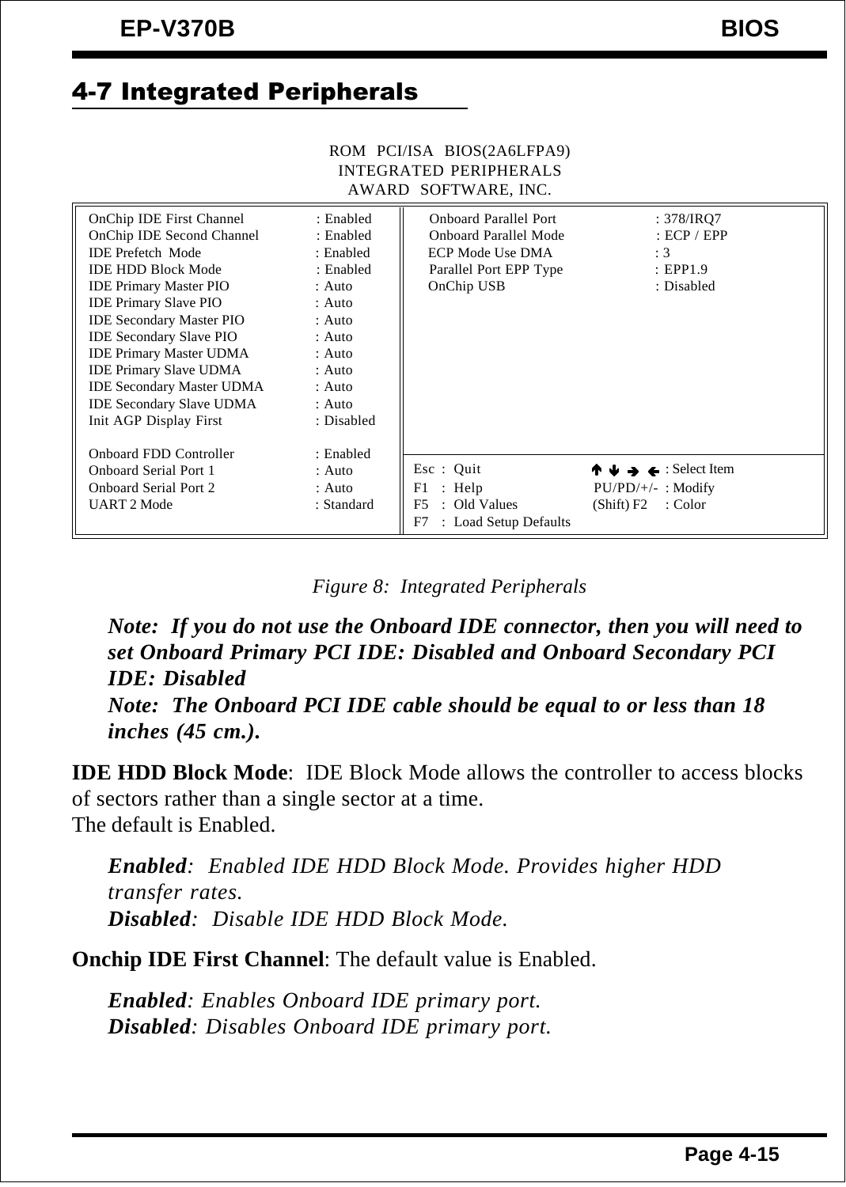## 4-7 Integrated Peripherals

```
                         ROM  PCI/ISA  BIOS(2A6LFPA9)
                          INTEGRATED PERIPHERALS
                           AWARD  SOFTWARE, INC.

OnChip IDE First Channel      : Enabled  | Onboard Parallel Port      : 378/IRQ7
OnChip IDE Second Channel     : Enabled  | Onboard Parallel Mode      : ECP / EPP
IDE Prefetch  Mode            : Enabled  | ECP Mode Use DMA           : 3
IDE HDD Block Mode            : Enabled  | Parallel Port EPP Type     : EPP1.9
IDE Primary Master PIO        : Auto     | OnChip USB                 : Disabled
IDE Primary Slave PIO         : Auto     |
IDE Secondary Master PIO      : Auto     |
IDE Secondary Slave PIO       : Auto     |
IDE Primary Master UDMA       : Auto     |
IDE Primary Slave UDMA        : Auto     |
IDE Secondary Master UDMA     : Auto     |
IDE Secondary Slave UDMA      : Auto     |
Init AGP Display First        : Disabled |
                                         |
Onboard FDD Controller        : Enabled  | Esc : Quit             ↑ ↓ → ← : Select Item
Onboard Serial Port 1         : Auto     | F1  : Help             PU/PD/+/- : Modify
Onboard Serial Port 2         : Auto     | F5  : Old Values       (Shift) F2 : Color
UART 2 Mode                   : Standard | F7  : Load Setup Defaults
```

*Figure 8: Integrated Peripherals*

***Note: If you do not use the Onboard IDE connector, then you will need to set Onboard Primary PCI IDE: Disabled and Onboard Secondary PCI IDE: Disabled***
***Note: The Onboard PCI IDE cable should be equal to or less than 18 inches (45 cm.).***

**IDE HDD Block Mode**: IDE Block Mode allows the controller to access blocks of sectors rather than a single sector at a time.
The default is Enabled.

> ***Enabled***: *Enabled IDE HDD Block Mode. Provides higher HDD transfer rates.*
> ***Disabled***: *Disable IDE HDD Block Mode.*

**Onchip IDE First Channel**: The default value is Enabled.

> ***Enabled***: *Enables Onboard IDE primary port.*
> ***Disabled***: *Disables Onboard IDE primary port.*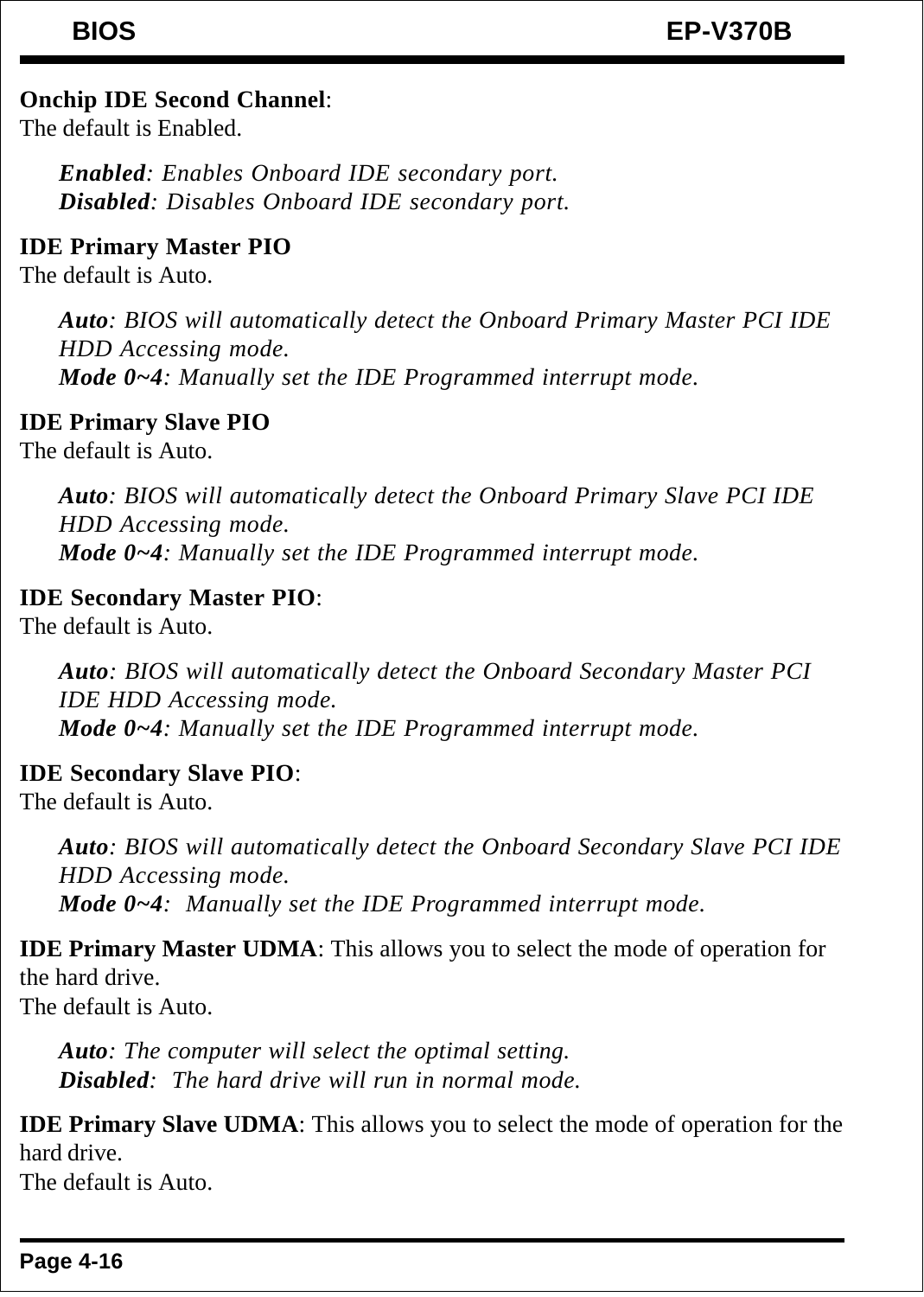**Onchip IDE Second Channel**:
The default is Enabled.

> ***Enabled***: *Enables Onboard IDE secondary port.*
> ***Disabled***: *Disables Onboard IDE secondary port.*

**IDE Primary Master PIO**
The default is Auto.

> ***Auto***: *BIOS will automatically detect the Onboard Primary Master PCI IDE HDD Accessing mode.*
> ***Mode 0~4***: *Manually set the IDE Programmed interrupt mode.*

**IDE Primary Slave PIO**
The default is Auto.

> ***Auto***: *BIOS will automatically detect the Onboard Primary Slave PCI IDE HDD Accessing mode.*
> ***Mode 0~4***: *Manually set the IDE Programmed interrupt mode.*

**IDE Secondary Master PIO**:
The default is Auto.

> ***Auto***: *BIOS will automatically detect the Onboard Secondary Master PCI IDE HDD Accessing mode.*
> ***Mode 0~4***: *Manually set the IDE Programmed interrupt mode.*

**IDE Secondary Slave PIO**:
The default is Auto.

> ***Auto***: *BIOS will automatically detect the Onboard Secondary Slave PCI IDE HDD Accessing mode.*
> ***Mode 0~4***: *Manually set the IDE Programmed interrupt mode.*

**IDE Primary Master UDMA**: This allows you to select the mode of operation for the hard drive.
The default is Auto.

> ***Auto***: *The computer will select the optimal setting.*
> ***Disabled***: *The hard drive will run in normal mode.*

**IDE Primary Slave UDMA**: This allows you to select the mode of operation for the hard drive.
The default is Auto.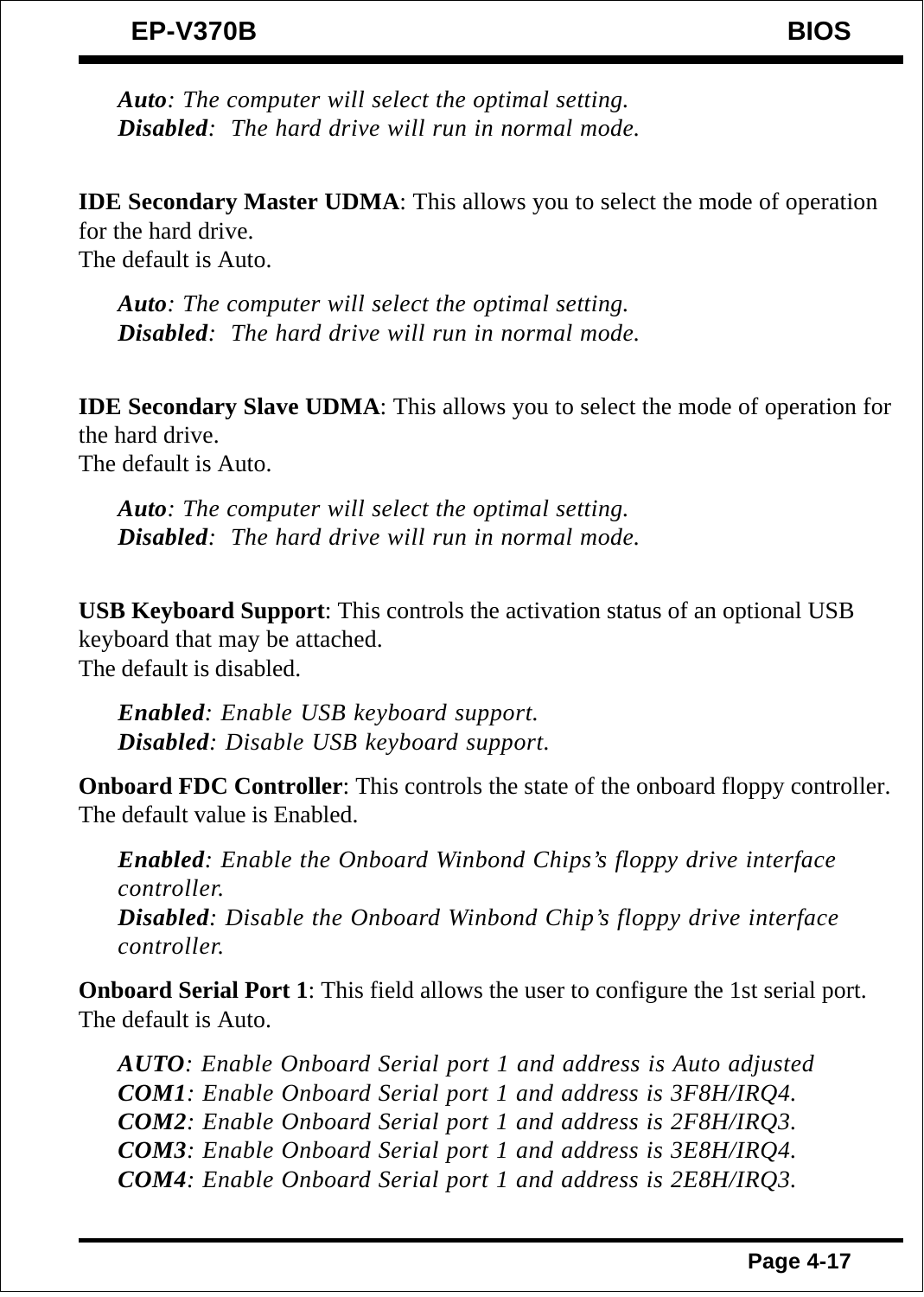*__Auto__: The computer will select the optimal setting.*
*__Disabled__:  The hard drive will run in normal mode.*

**IDE Secondary Master UDMA**: This allows you to select the mode of operation for the hard drive.
The default is Auto.

*__Auto__: The computer will select the optimal setting.*
*__Disabled__:  The hard drive will run in normal mode.*

**IDE Secondary Slave UDMA**: This allows you to select the mode of operation for the hard drive.
The default is Auto.

*__Auto__: The computer will select the optimal setting.*
*__Disabled__:  The hard drive will run in normal mode.*

**USB Keyboard Support**: This controls the activation status of an optional USB keyboard that may be attached.
The default is disabled.

*__Enabled__: Enable USB keyboard support.*
*__Disabled__: Disable USB keyboard support.*

**Onboard FDC Controller**: This controls the state of the onboard floppy controller. The default value is Enabled.

*__Enabled__: Enable the Onboard Winbond Chips's floppy drive interface controller.*
*__Disabled__: Disable the Onboard Winbond Chip's floppy drive interface controller.*

**Onboard Serial Port 1**: This field allows the user to configure the 1st serial port. The default is Auto.

*__AUTO__: Enable Onboard Serial port 1 and address is Auto adjusted*
*__COM1__: Enable Onboard Serial port 1 and address is 3F8H/IRQ4.*
*__COM2__: Enable Onboard Serial port 1 and address is 2F8H/IRQ3.*
*__COM3__: Enable Onboard Serial port 1 and address is 3E8H/IRQ4.*
*__COM4__: Enable Onboard Serial port 1 and address is 2E8H/IRQ3.*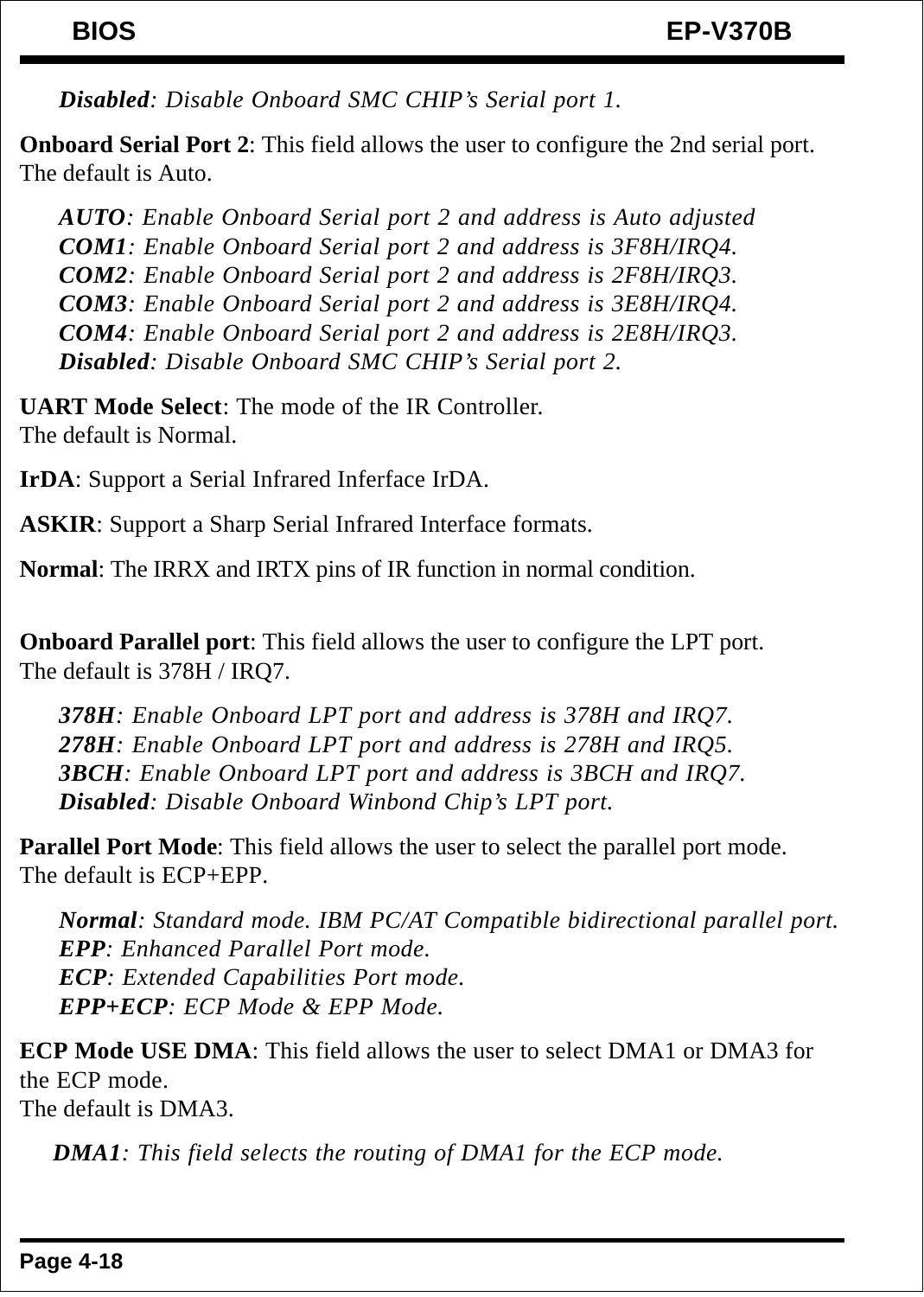*__Disabled__: Disable Onboard SMC CHIP's Serial port 1.*

**Onboard Serial Port 2**: This field allows the user to configure the 2nd serial port. The default is Auto.

*__AUTO__: Enable Onboard Serial port 2 and address is Auto adjusted*
*__COM1__: Enable Onboard Serial port 2 and address is 3F8H/IRQ4.*
*__COM2__: Enable Onboard Serial port 2 and address is 2F8H/IRQ3.*
*__COM3__: Enable Onboard Serial port 2 and address is 3E8H/IRQ4.*
*__COM4__: Enable Onboard Serial port 2 and address is 2E8H/IRQ3.*
*__Disabled__: Disable Onboard SMC CHIP's Serial port 2.*

**UART Mode Select**: The mode of the IR Controller.
The default is Normal.

**IrDA**: Support a Serial Infrared Inferface IrDA.

**ASKIR**: Support a Sharp Serial Infrared Interface formats.

**Normal**: The IRRX and IRTX pins of IR function in normal condition.

**Onboard Parallel port**: This field allows the user to configure the LPT port.
The default is 378H / IRQ7.

*__378H__: Enable Onboard LPT port and address is 378H and IRQ7.*
*__278H__: Enable Onboard LPT port and address is 278H and IRQ5.*
*__3BCH__: Enable Onboard LPT port and address is 3BCH and IRQ7.*
*__Disabled__: Disable Onboard Winbond Chip's LPT port.*

**Parallel Port Mode**: This field allows the user to select the parallel port mode.
The default is ECP+EPP.

*__Normal__: Standard mode. IBM PC/AT Compatible bidirectional parallel port.*
*__EPP__: Enhanced Parallel Port mode.*
*__ECP__: Extended Capabilities Port mode.*
*__EPP+ECP__: ECP Mode & EPP Mode.*

**ECP Mode USE DMA**: This field allows the user to select DMA1 or DMA3 for the ECP mode.
The default is DMA3.

*__DMA1__: This field selects the routing of DMA1 for the ECP mode.*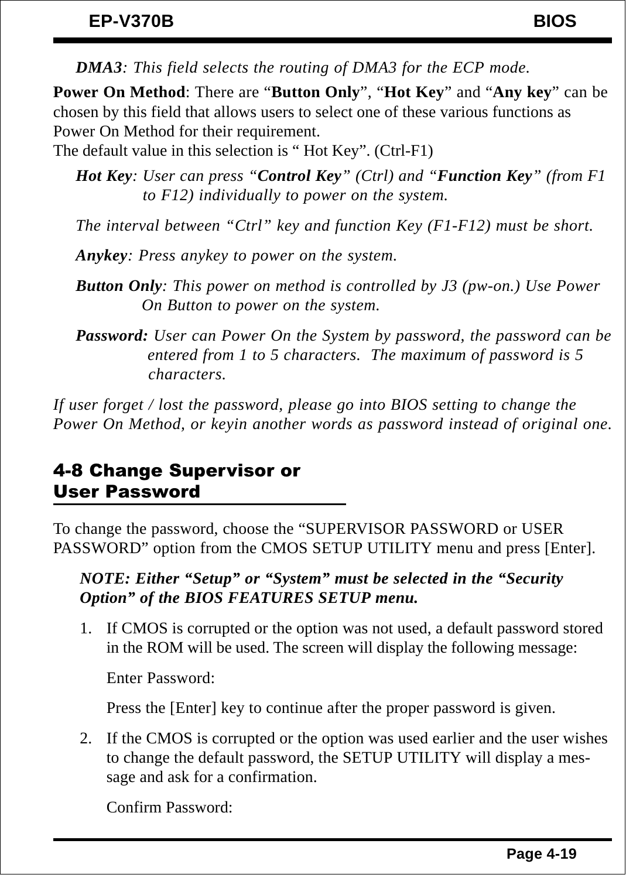*DMA3*: *This field selects the routing of DMA3 for the ECP mode.*

**Power On Method**: There are "**Button Only**", "**Hot Key**" and "**Any key**" can be chosen by this field that allows users to select one of these various functions as Power On Method for their requirement.
The default value in this selection is " Hot Key". (Ctrl-F1)

*Hot Key*: *User can press "**Control Key**" (Ctrl) and "**Function Key**" (from F1 to F12) individually to power on the system.*

*The interval between "Ctrl" key and function Key (F1-F12) must be short.*

*Anykey*: *Press anykey to power on the system.*

*Button Only*: *This power on method is controlled by J3 (pw-on.) Use Power On Button to power on the system.*

*Password:* *User can Power On the System by password, the password can be entered from 1 to 5 characters. The maximum of password is 5 characters.*

*If user forget / lost the password, please go into BIOS setting to change the Power On Method, or keyin another words as password instead of original one.*

## 4-8 Change Supervisor or User Password

To change the password, choose the "SUPERVISOR PASSWORD or USER PASSWORD" option from the CMOS SETUP UTILITY menu and press [Enter].

***NOTE: Either "Setup" or "System" must be selected in the "Security Option" of the BIOS FEATURES SETUP menu.***

1. If CMOS is corrupted or the option was not used, a default password stored in the ROM will be used. The screen will display the following message:

   Enter Password:

   Press the [Enter] key to continue after the proper password is given.

2. If the CMOS is corrupted or the option was used earlier and the user wishes to change the default password, the SETUP UTILITY will display a message and ask for a confirmation.

   Confirm Password: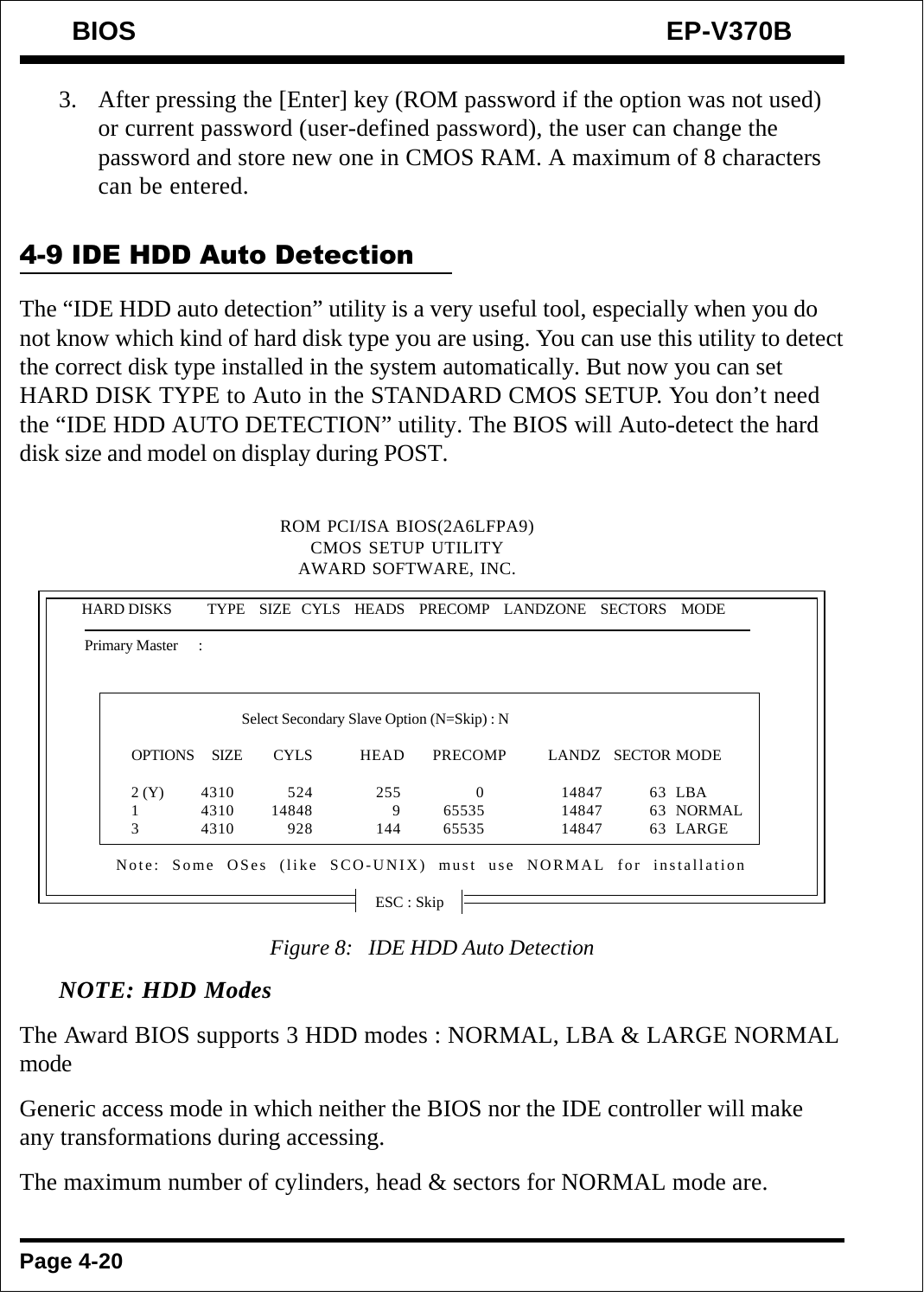3. After pressing the [Enter] key (ROM password if the option was not used) or current password (user-defined password), the user can change the password and store new one in CMOS RAM. A maximum of 8 characters can be entered.

## 4-9 IDE HDD Auto Detection

The “IDE HDD auto detection” utility is a very useful tool, especially when you do not know which kind of hard disk type you are using. You can use this utility to detect the correct disk type installed in the system automatically. But now you can set HARD DISK TYPE to Auto in the STANDARD CMOS SETUP. You don’t need the “IDE HDD AUTO DETECTION” utility. The BIOS will Auto-detect the hard disk size and model on display during POST.

```
                    ROM PCI/ISA BIOS(2A6LFPA9)
                       CMOS SETUP UTILITY
                     AWARD SOFTWARE, INC.

 HARD DISKS    TYPE  SIZE  CYLS  HEADS  PRECOMP  LANDZONE  SECTORS  MODE

 Primary Master   :

              Select Secondary Slave Option (N=Skip) : N

   OPTIONS  SIZE   CYLS   HEAD   PRECOMP   LANDZ  SECTOR MODE

   2 (Y)    4310    524    255         0   14847     63  LBA
   1        4310  14848      9     65535   14847     63  NORMAL
   3        4310    928    144     65535   14847     63  LARGE

   Note: Some OSes (like SCO-UNIX) must use NORMAL for installation

                           ESC : Skip
```

*Figure 8: IDE HDD Auto Detection*

***NOTE: HDD Modes***

The Award BIOS supports 3 HDD modes : NORMAL, LBA & LARGE NORMAL mode

Generic access mode in which neither the BIOS nor the IDE controller will make any transformations during accessing.

The maximum number of cylinders, head & sectors for NORMAL mode are.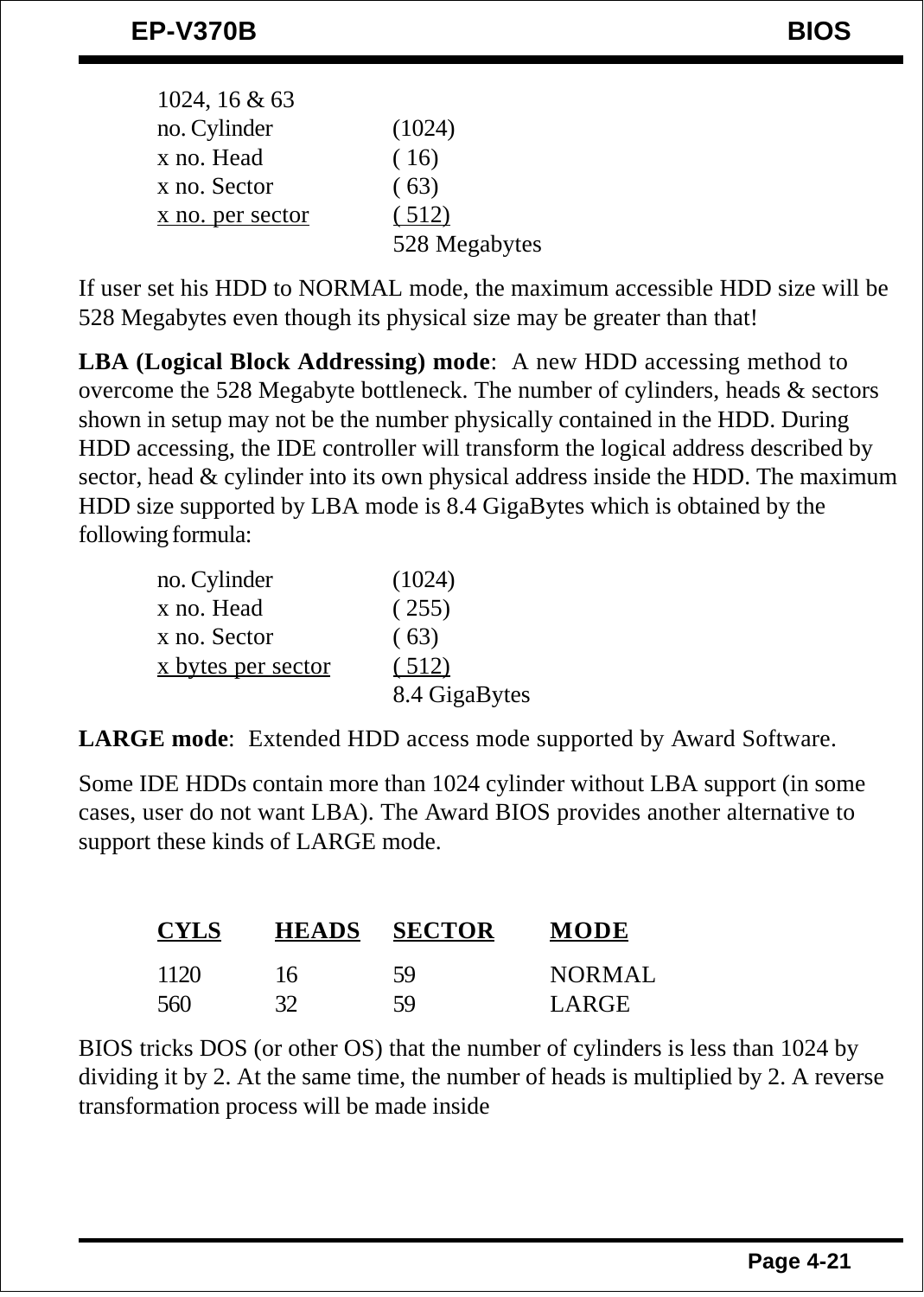1024, 16 & 63

| | |
|---|---|
| no. Cylinder | (1024) |
| x no. Head | ( 16) |
| x no. Sector | ( 63) |
| x no. per sector | ( 512) |
| | 528 Megabytes |

If user set his HDD to NORMAL mode, the maximum accessible HDD size will be 528 Megabytes even though its physical size may be greater than that!

**LBA (Logical Block Addressing) mode**: A new HDD accessing method to overcome the 528 Megabyte bottleneck. The number of cylinders, heads & sectors shown in setup may not be the number physically contained in the HDD. During HDD accessing, the IDE controller will transform the logical address described by sector, head & cylinder into its own physical address inside the HDD. The maximum HDD size supported by LBA mode is 8.4 GigaBytes which is obtained by the following formula:

| | |
|---|---|
| no. Cylinder | (1024) |
| x no. Head | ( 255) |
| x no. Sector | ( 63) |
| x bytes per sector | ( 512) |
| | 8.4 GigaBytes |

**LARGE mode**: Extended HDD access mode supported by Award Software.

Some IDE HDDs contain more than 1024 cylinder without LBA support (in some cases, user do not want LBA). The Award BIOS provides another alternative to support these kinds of LARGE mode.

| CYLS | HEADS | SECTOR | MODE |
|---|---|---|---|
| 1120 | 16 | 59 | NORMAL |
| 560 | 32 | 59 | LARGE |

BIOS tricks DOS (or other OS) that the number of cylinders is less than 1024 by dividing it by 2. At the same time, the number of heads is multiplied by 2. A reverse transformation process will be made inside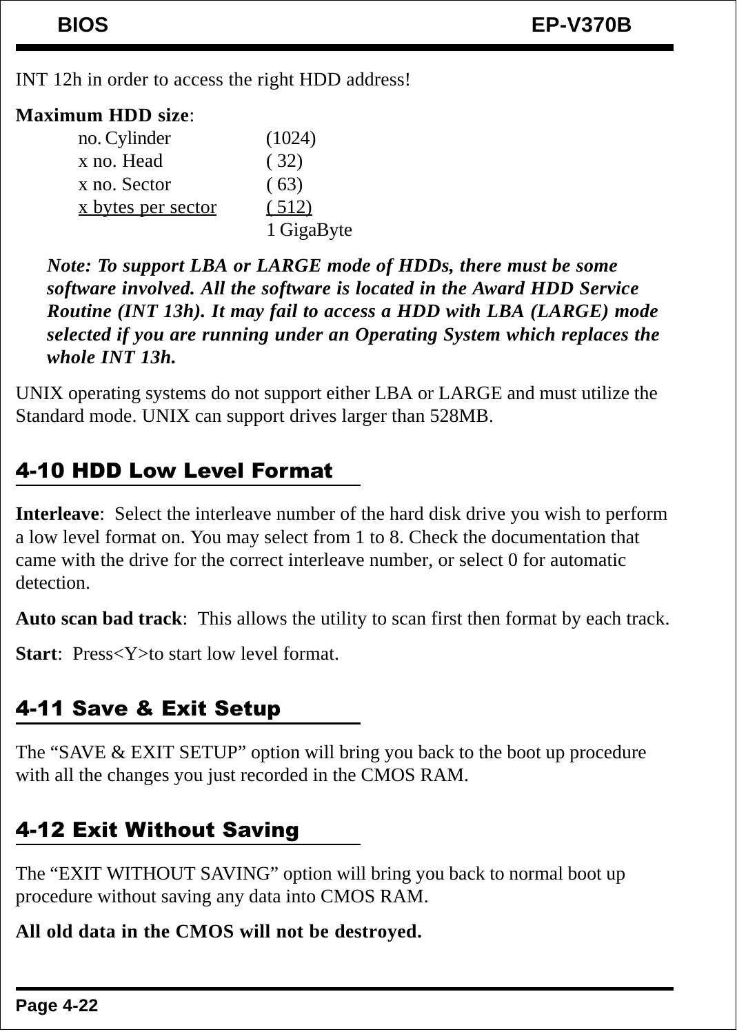INT 12h in order to access the right HDD address!

**Maximum HDD size**:

| | |
|---|---|
| no. Cylinder | (1024) |
| x no. Head | ( 32) |
| x no. Sector | ( 63) |
| x bytes per sector | ( 512) |
| | 1 GigaByte |

***Note: To support LBA or LARGE mode of HDDs, there must be some software involved. All the software is located in the Award HDD Service Routine (INT 13h). It may fail to access a HDD with LBA (LARGE) mode selected if you are running under an Operating System which replaces the whole INT 13h.***

UNIX operating systems do not support either LBA or LARGE and must utilize the Standard mode. UNIX can support drives larger than 528MB.

## 4-10 HDD Low Level Format

**Interleave**: Select the interleave number of the hard disk drive you wish to perform a low level format on. You may select from 1 to 8. Check the documentation that came with the drive for the correct interleave number, or select 0 for automatic detection.

**Auto scan bad track**: This allows the utility to scan first then format by each track.

**Start**: Press<Y>to start low level format.

## 4-11 Save & Exit Setup

The “SAVE & EXIT SETUP” option will bring you back to the boot up procedure with all the changes you just recorded in the CMOS RAM.

## 4-12 Exit Without Saving

The “EXIT WITHOUT SAVING” option will bring you back to normal boot up procedure without saving any data into CMOS RAM.

**All old data in the CMOS will not be destroyed.**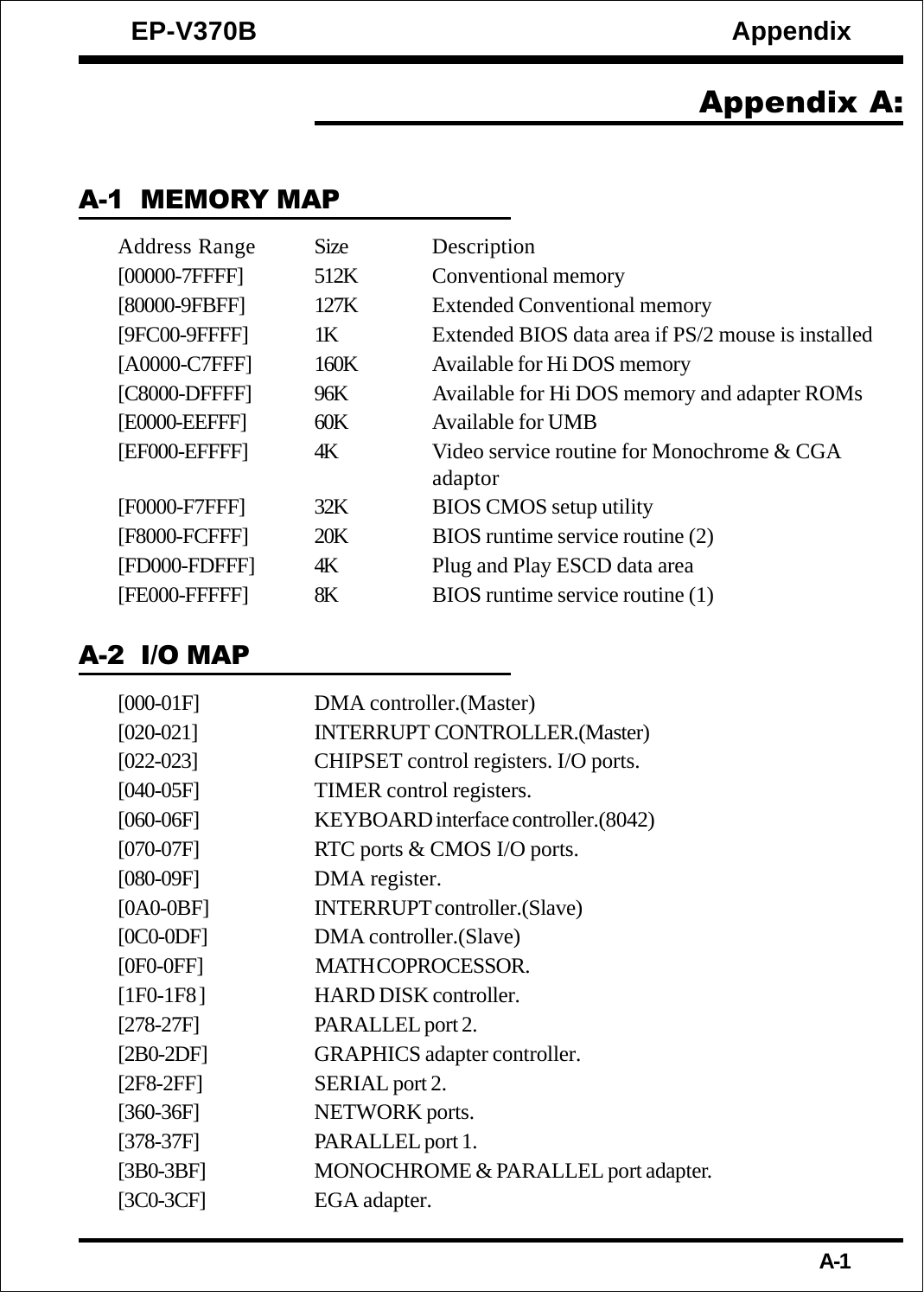# Appendix A:

## A-1 MEMORY MAP

| Address Range | Size | Description |
| --- | --- | --- |
| [00000-7FFFF] | 512K | Conventional memory |
| [80000-9FBFF] | 127K | Extended Conventional memory |
| [9FC00-9FFFF] | 1K | Extended BIOS data area if PS/2 mouse is installed |
| [A0000-C7FFF] | 160K | Available for Hi DOS memory |
| [C8000-DFFFF] | 96K | Available for Hi DOS memory and adapter ROMs |
| [E0000-EEFFF] | 60K | Available for UMB |
| [EF000-EFFFF] | 4K | Video service routine for Monochrome & CGA adaptor |
| [F0000-F7FFF] | 32K | BIOS CMOS setup utility |
| [F8000-FCFFF] | 20K | BIOS runtime service routine (2) |
| [FD000-FDFFF] | 4K | Plug and Play ESCD data area |
| [FE000-FFFFF] | 8K | BIOS runtime service routine (1) |

## A-2 I/O MAP

| | |
| --- | --- |
| [000-01F] | DMA controller.(Master) |
| [020-021] | INTERRUPT CONTROLLER.(Master) |
| [022-023] | CHIPSET control registers. I/O ports. |
| [040-05F] | TIMER control registers. |
| [060-06F] | KEYBOARD interface controller.(8042) |
| [070-07F] | RTC ports & CMOS I/O ports. |
| [080-09F] | DMA register. |
| [0A0-0BF] | INTERRUPT controller.(Slave) |
| [0C0-0DF] | DMA controller.(Slave) |
| [0F0-0FF] | MATHCOPROCESSOR. |
| [1F0-1F8] | HARD DISK controller. |
| [278-27F] | PARALLEL port 2. |
| [2B0-2DF] | GRAPHICS adapter controller. |
| [2F8-2FF] | SERIAL port 2. |
| [360-36F] | NETWORK ports. |
| [378-37F] | PARALLEL port 1. |
| [3B0-3BF] | MONOCHROME & PARALLEL port adapter. |
| [3C0-3CF] | EGA adapter. |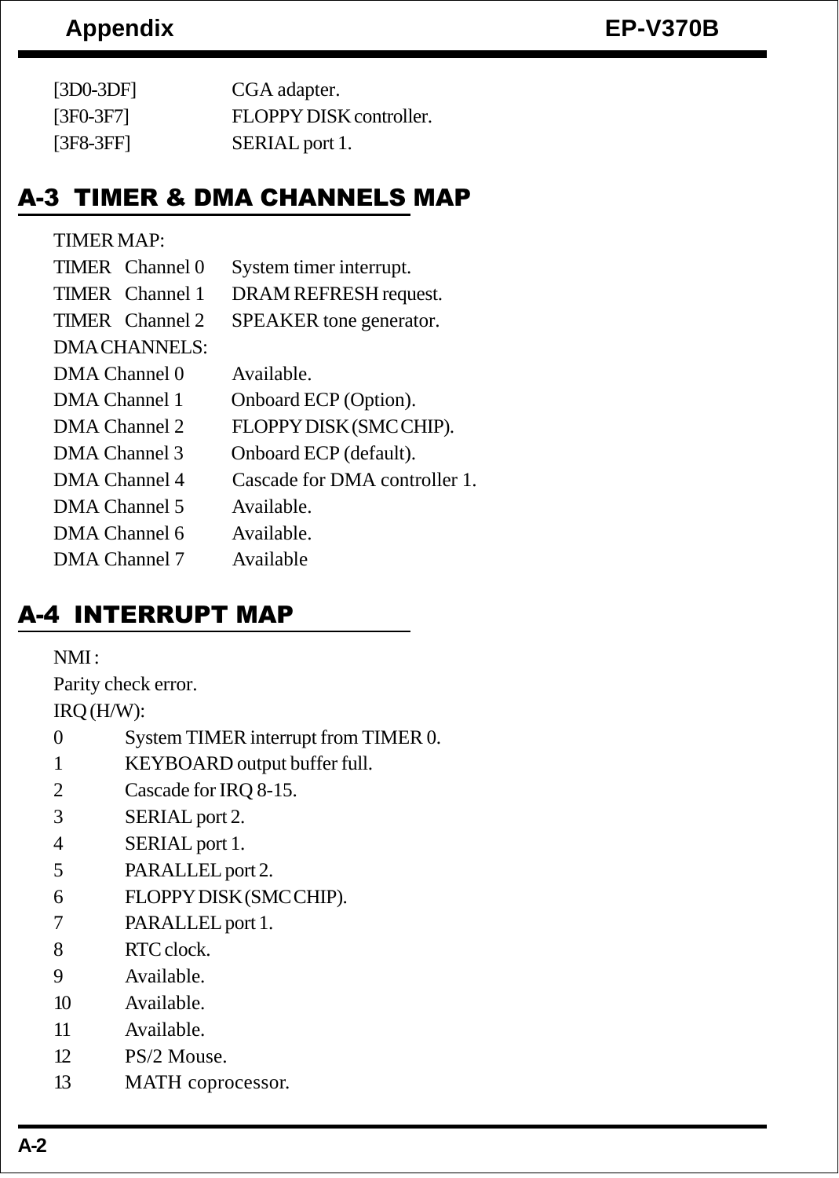| | |
|---|---|
| [3D0-3DF] | CGA adapter. |
| [3F0-3F7] | FLOPPY DISK controller. |
| [3F8-3FF] | SERIAL port 1. |

## A-3 TIMER & DMA CHANNELS MAP

TIMER MAP:

| | |
|---|---|
| TIMER Channel 0 | System timer interrupt. |
| TIMER Channel 1 | DRAM REFRESH request. |
| TIMER Channel 2 | SPEAKER tone generator. |

DMA CHANNELS:

| | |
|---|---|
| DMA Channel 0 | Available. |
| DMA Channel 1 | Onboard ECP (Option). |
| DMA Channel 2 | FLOPPY DISK (SMC CHIP). |
| DMA Channel 3 | Onboard ECP (default). |
| DMA Channel 4 | Cascade for DMA controller 1. |
| DMA Channel 5 | Available. |
| DMA Channel 6 | Available. |
| DMA Channel 7 | Available |

## A-4 INTERRUPT MAP

NMI :

Parity check error.

IRQ (H/W):

| | |
|---|---|
| 0 | System TIMER interrupt from TIMER 0. |
| 1 | KEYBOARD output buffer full. |
| 2 | Cascade for IRQ 8-15. |
| 3 | SERIAL port 2. |
| 4 | SERIAL port 1. |
| 5 | PARALLEL port 2. |
| 6 | FLOPPY DISK (SMC CHIP). |
| 7 | PARALLEL port 1. |
| 8 | RTC clock. |
| 9 | Available. |
| 10 | Available. |
| 11 | Available. |
| 12 | PS/2 Mouse. |
| 13 | MATH coprocessor. |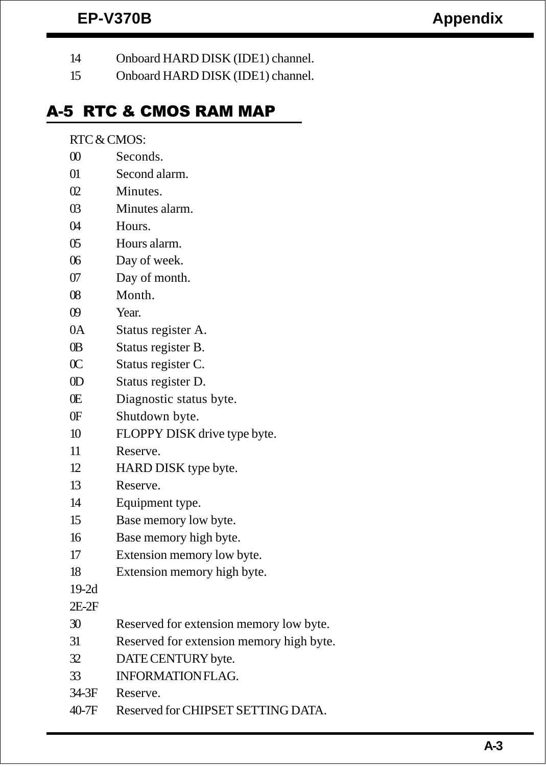| | |
|---|---|
| 14 | Onboard HARD DISK (IDE1) channel. |
| 15 | Onboard HARD DISK (IDE1) channel. |

## A-5 RTC & CMOS RAM MAP

RTC & CMOS:

| | |
|---|---|
| 00 | Seconds. |
| 01 | Second alarm. |
| 02 | Minutes. |
| 03 | Minutes alarm. |
| 04 | Hours. |
| 05 | Hours alarm. |
| 06 | Day of week. |
| 07 | Day of month. |
| 08 | Month. |
| 09 | Year. |
| 0A | Status register A. |
| 0B | Status register B. |
| 0C | Status register C. |
| 0D | Status register D. |
| 0E | Diagnostic status byte. |
| 0F | Shutdown byte. |
| 10 | FLOPPY DISK drive type byte. |
| 11 | Reserve. |
| 12 | HARD DISK type byte. |
| 13 | Reserve. |
| 14 | Equipment type. |
| 15 | Base memory low byte. |
| 16 | Base memory high byte. |
| 17 | Extension memory low byte. |
| 18 | Extension memory high byte. |
| 19-2d | |
| 2E-2F | |
| 30 | Reserved for extension memory low byte. |
| 31 | Reserved for extension memory high byte. |
| 32 | DATE CENTURY byte. |
| 33 | INFORMATION FLAG. |
| 34-3F | Reserve. |
| 40-7F | Reserved for CHIPSET SETTING DATA. |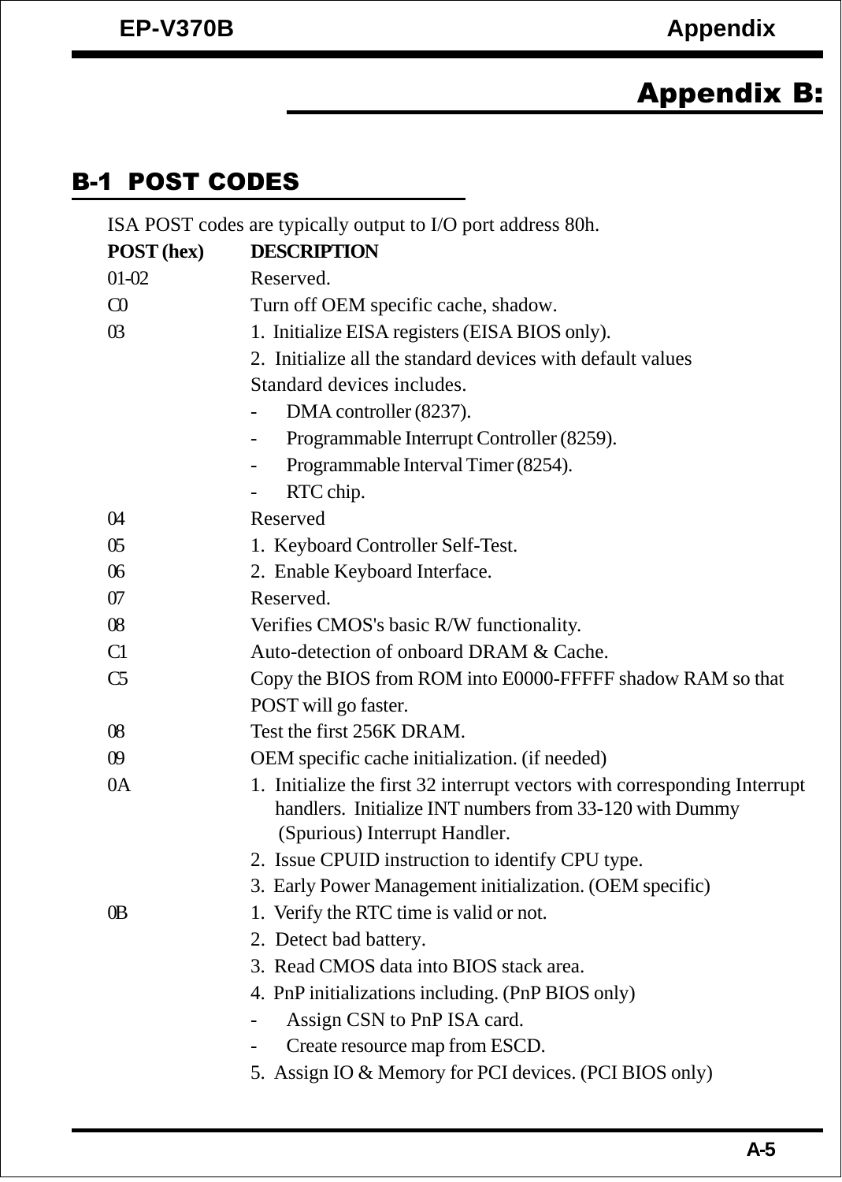# Appendix B:

## B-1 POST CODES

ISA POST codes are typically output to I/O port address 80h.

| POST (hex) | DESCRIPTION |
|---|---|
| 01-02 | Reserved. |
| C0 | Turn off OEM specific cache, shadow. |
| 03 | 1. Initialize EISA registers (EISA BIOS only). |
| | 2. Initialize all the standard devices with default values |
| | Standard devices includes. |
| | - DMA controller (8237). |
| | - Programmable Interrupt Controller (8259). |
| | - Programmable Interval Timer (8254). |
| | - RTC chip. |
| 04 | Reserved |
| 05 | 1. Keyboard Controller Self-Test. |
| 06 | 2. Enable Keyboard Interface. |
| 07 | Reserved. |
| 08 | Verifies CMOS's basic R/W functionality. |
| C1 | Auto-detection of onboard DRAM & Cache. |
| C5 | Copy the BIOS from ROM into E0000-FFFFF shadow RAM so that POST will go faster. |
| 08 | Test the first 256K DRAM. |
| 09 | OEM specific cache initialization. (if needed) |
| 0A | 1. Initialize the first 32 interrupt vectors with corresponding Interrupt handlers. Initialize INT numbers from 33-120 with Dummy (Spurious) Interrupt Handler. |
| | 2. Issue CPUID instruction to identify CPU type. |
| | 3. Early Power Management initialization. (OEM specific) |
| 0B | 1. Verify the RTC time is valid or not. |
| | 2. Detect bad battery. |
| | 3. Read CMOS data into BIOS stack area. |
| | 4. PnP initializations including. (PnP BIOS only) |
| | - Assign CSN to PnP ISA card. |
| | - Create resource map from ESCD. |
| | 5. Assign IO & Memory for PCI devices. (PCI BIOS only) |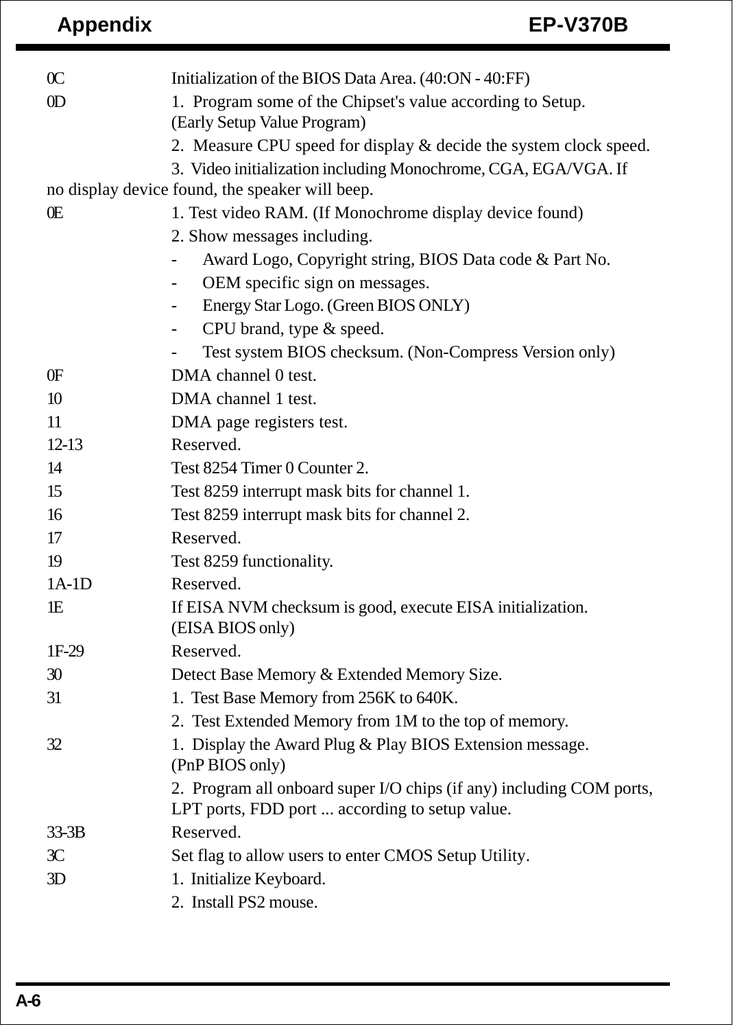| | |
|---|---|
| 0C | Initialization of the BIOS Data Area. (40:ON - 40:FF) |
| 0D | 1. Program some of the Chipset's value according to Setup. (Early Setup Value Program)<br>2. Measure CPU speed for display & decide the system clock speed.<br>3. Video initialization including Monochrome, CGA, EGA/VGA. If no display device found, the speaker will beep. |
| 0E | 1. Test video RAM. (If Monochrome display device found)<br>2. Show messages including.<br>- Award Logo, Copyright string, BIOS Data code & Part No.<br>- OEM specific sign on messages.<br>- Energy Star Logo. (Green BIOS ONLY)<br>- CPU brand, type & speed.<br>- Test system BIOS checksum. (Non-Compress Version only) |
| 0F | DMA channel 0 test. |
| 10 | DMA channel 1 test. |
| 11 | DMA page registers test. |
| 12-13 | Reserved. |
| 14 | Test 8254 Timer 0 Counter 2. |
| 15 | Test 8259 interrupt mask bits for channel 1. |
| 16 | Test 8259 interrupt mask bits for channel 2. |
| 17 | Reserved. |
| 19 | Test 8259 functionality. |
| 1A-1D | Reserved. |
| 1E | If EISA NVM checksum is good, execute EISA initialization. (EISA BIOS only) |
| 1F-29 | Reserved. |
| 30 | Detect Base Memory & Extended Memory Size. |
| 31 | 1. Test Base Memory from 256K to 640K.<br>2. Test Extended Memory from 1M to the top of memory. |
| 32 | 1. Display the Award Plug & Play BIOS Extension message. (PnP BIOS only)<br>2. Program all onboard super I/O chips (if any) including COM ports, LPT ports, FDD port ... according to setup value. |
| 33-3B | Reserved. |
| 3C | Set flag to allow users to enter CMOS Setup Utility. |
| 3D | 1. Initialize Keyboard.<br>2. Install PS2 mouse. |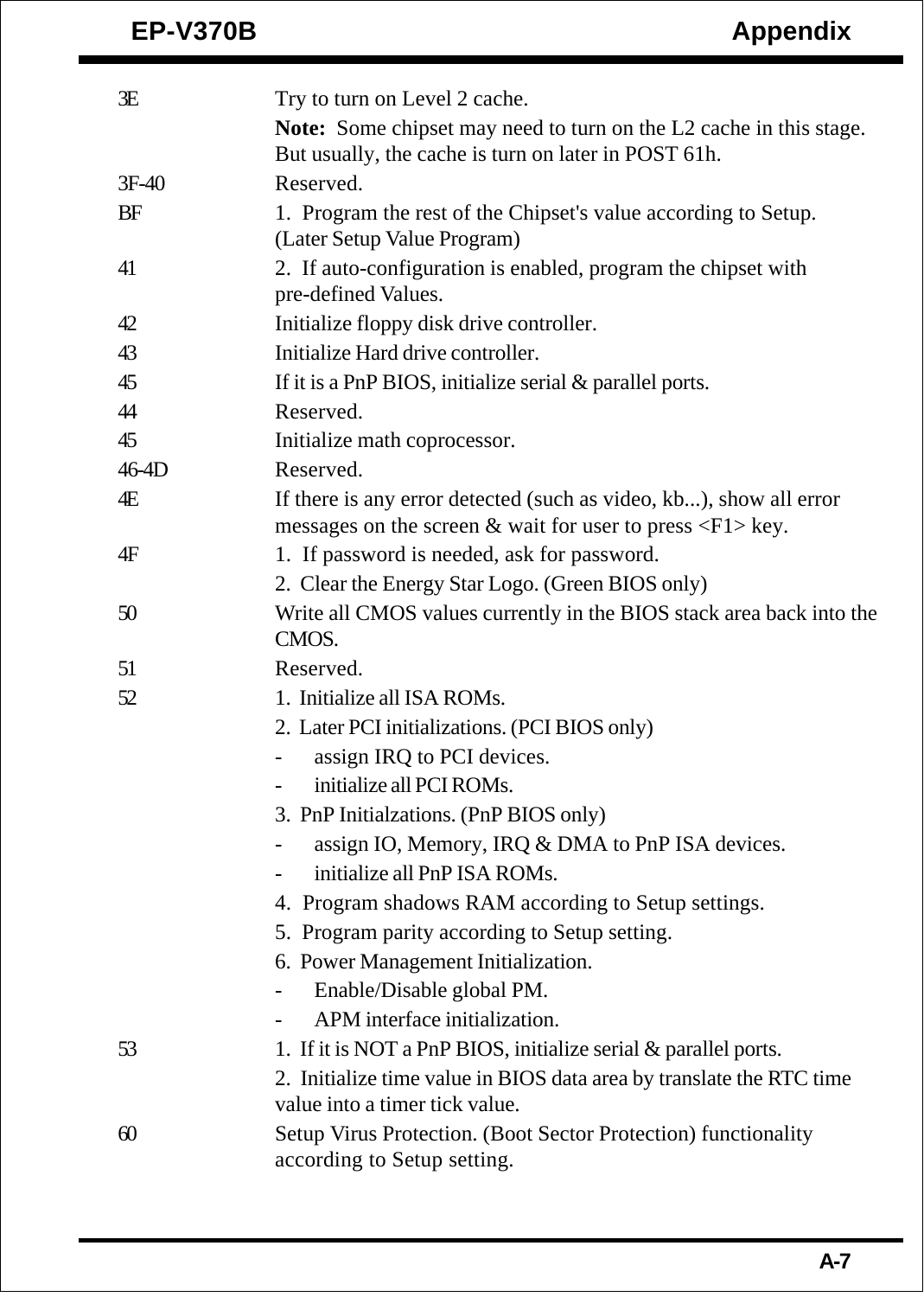| | |
|---|---|
| 3E | Try to turn on Level 2 cache.<br>**Note:** Some chipset may need to turn on the L2 cache in this stage. But usually, the cache is turn on later in POST 61h. |
| 3F-40 | Reserved. |
| BF | 1. Program the rest of the Chipset's value according to Setup. (Later Setup Value Program) |
| 41 | 2. If auto-configuration is enabled, program the chipset with pre-defined Values. |
| 42 | Initialize floppy disk drive controller. |
| 43 | Initialize Hard drive controller. |
| 45 | If it is a PnP BIOS, initialize serial & parallel ports. |
| 44 | Reserved. |
| 45 | Initialize math coprocessor. |
| 46-4D | Reserved. |
| 4E | If there is any error detected (such as video, kb...), show all error messages on the screen & wait for user to press <F1> key. |
| 4F | 1. If password is needed, ask for password.<br>2. Clear the Energy Star Logo. (Green BIOS only) |
| 50 | Write all CMOS values currently in the BIOS stack area back into the CMOS. |
| 51 | Reserved. |
| 52 | 1. Initialize all ISA ROMs.<br>2. Later PCI initializations. (PCI BIOS only)<br>- assign IRQ to PCI devices.<br>- initialize all PCI ROMs.<br>3. PnP Initialzations. (PnP BIOS only)<br>- assign IO, Memory, IRQ & DMA to PnP ISA devices.<br>- initialize all PnP ISA ROMs.<br>4. Program shadows RAM according to Setup settings.<br>5. Program parity according to Setup setting.<br>6. Power Management Initialization.<br>- Enable/Disable global PM.<br>- APM interface initialization. |
| 53 | 1. If it is NOT a PnP BIOS, initialize serial & parallel ports.<br>2. Initialize time value in BIOS data area by translate the RTC time value into a timer tick value. |
| 60 | Setup Virus Protection. (Boot Sector Protection) functionality according to Setup setting. |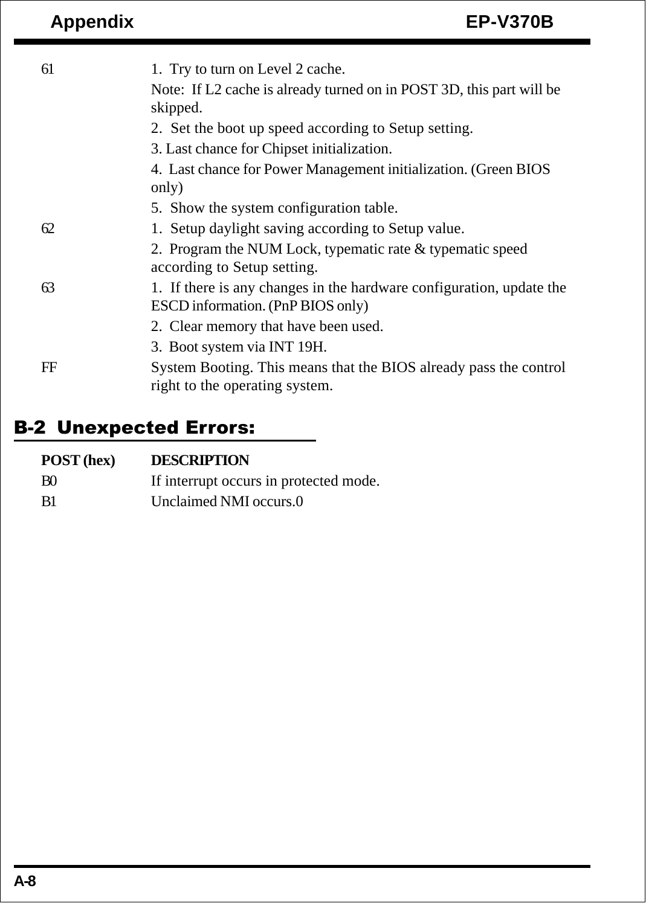| | |
|---|---|
| 61 | 1. Try to turn on Level 2 cache.<br>Note: If L2 cache is already turned on in POST 3D, this part will be skipped.<br>2. Set the boot up speed according to Setup setting.<br>3. Last chance for Chipset initialization.<br>4. Last chance for Power Management initialization. (Green BIOS only)<br>5. Show the system configuration table. |
| 62 | 1. Setup daylight saving according to Setup value.<br>2. Program the NUM Lock, typematic rate & typematic speed according to Setup setting. |
| 63 | 1. If there is any changes in the hardware configuration, update the ESCD information. (PnP BIOS only)<br>2. Clear memory that have been used.<br>3. Boot system via INT 19H. |
| FF | System Booting. This means that the BIOS already pass the control right to the operating system. |

## B-2 Unexpected Errors:

| POST (hex) | DESCRIPTION |
|---|---|
| B0 | If interrupt occurs in protected mode. |
| B1 | Unclaimed NMI occurs.0 |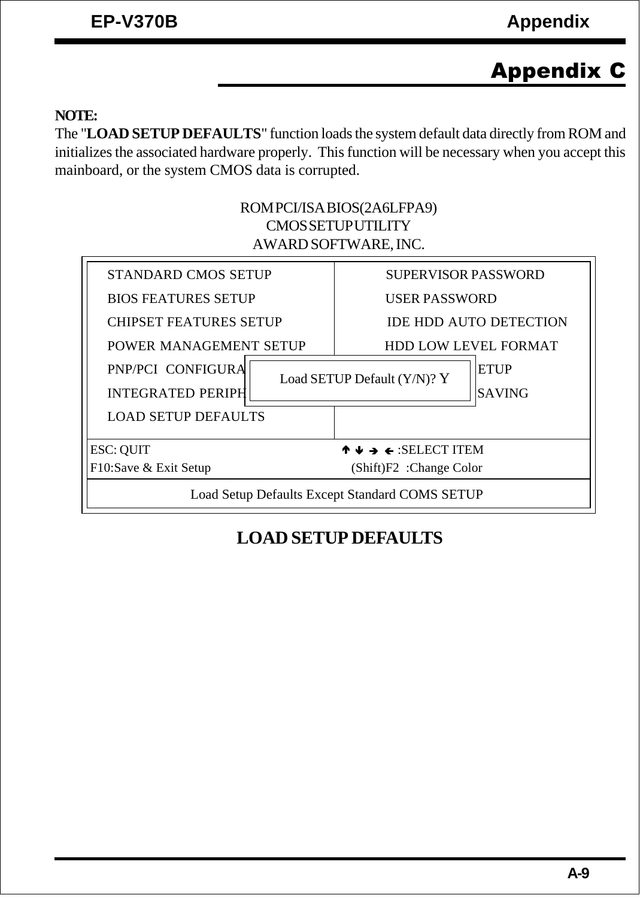# Appendix C

**NOTE:**

The "**LOAD SETUP DEFAULTS**" function loads the system default data directly from ROM and initializes the associated hardware properly. This function will be necessary when you accept this mainboard, or the system CMOS data is corrupted.

```
                    ROM PCI/ISA BIOS(2A6LFPA9)
                        CMOS SETUP UTILITY
                      AWARD SOFTWARE, INC.

   STANDARD CMOS SETUP               SUPERVISOR PASSWORD
   BIOS FEATURES SETUP               USER PASSWORD
   CHIPSET FEATURES SETUP            IDE HDD AUTO DETECTION
   POWER MANAGEMENT SETUP            HDD LOW LEVEL FORMAT
   PNP/PCI  CONFIGURA                             ETUP
                     Load SETUP Default (Y/N)? Y
   INTEGRATED PERIPH                              SAVING
   LOAD SETUP DEFAULTS

ESC: QUIT                                 ↑ ↓ → ← :SELECT ITEM
F10:Save & Exit Setup                     (Shift)F2  :Change Color

         Load Setup Defaults Except Standard COMS SETUP
```

**LOAD SETUP DEFAULTS**